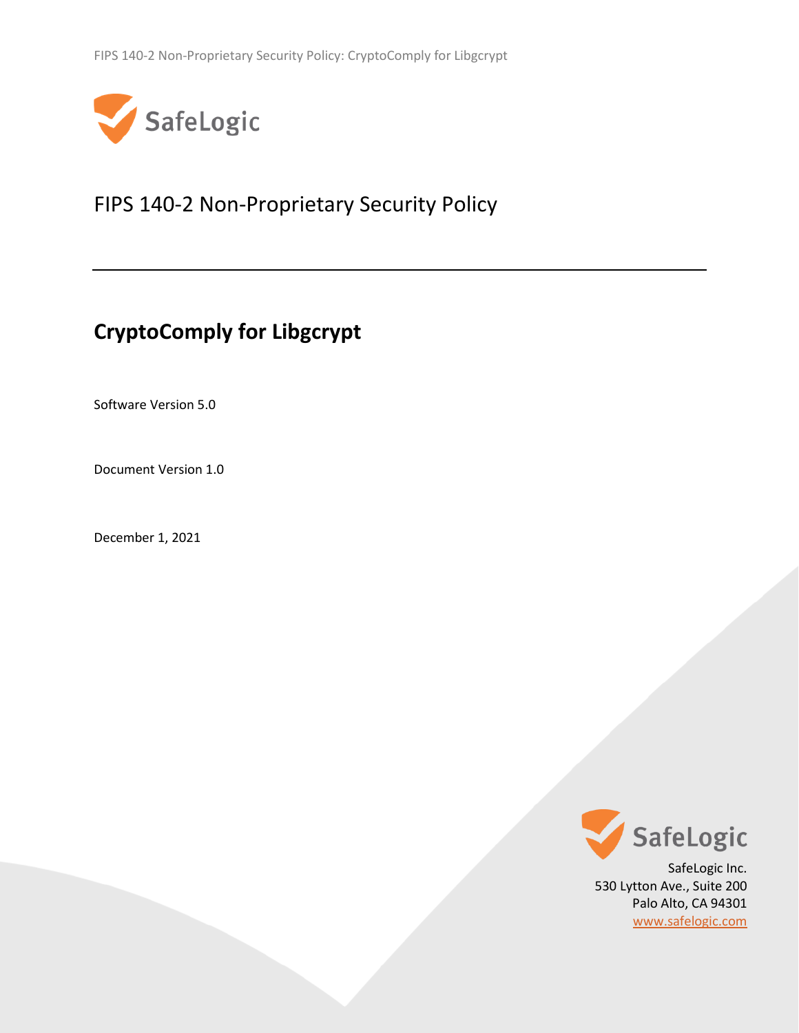SafeLogic

# FIPS 140-2 Non-Proprietary Security Policy

---

## CryptoComply for Libgcrypt

Software Version 5.0

Document Version 1.0

December 1, 2021

SafeLogic

SafeLogic Inc.
530 Lytton Ave., Suite 200
Palo Alto, CA 94301
www.safelogic.com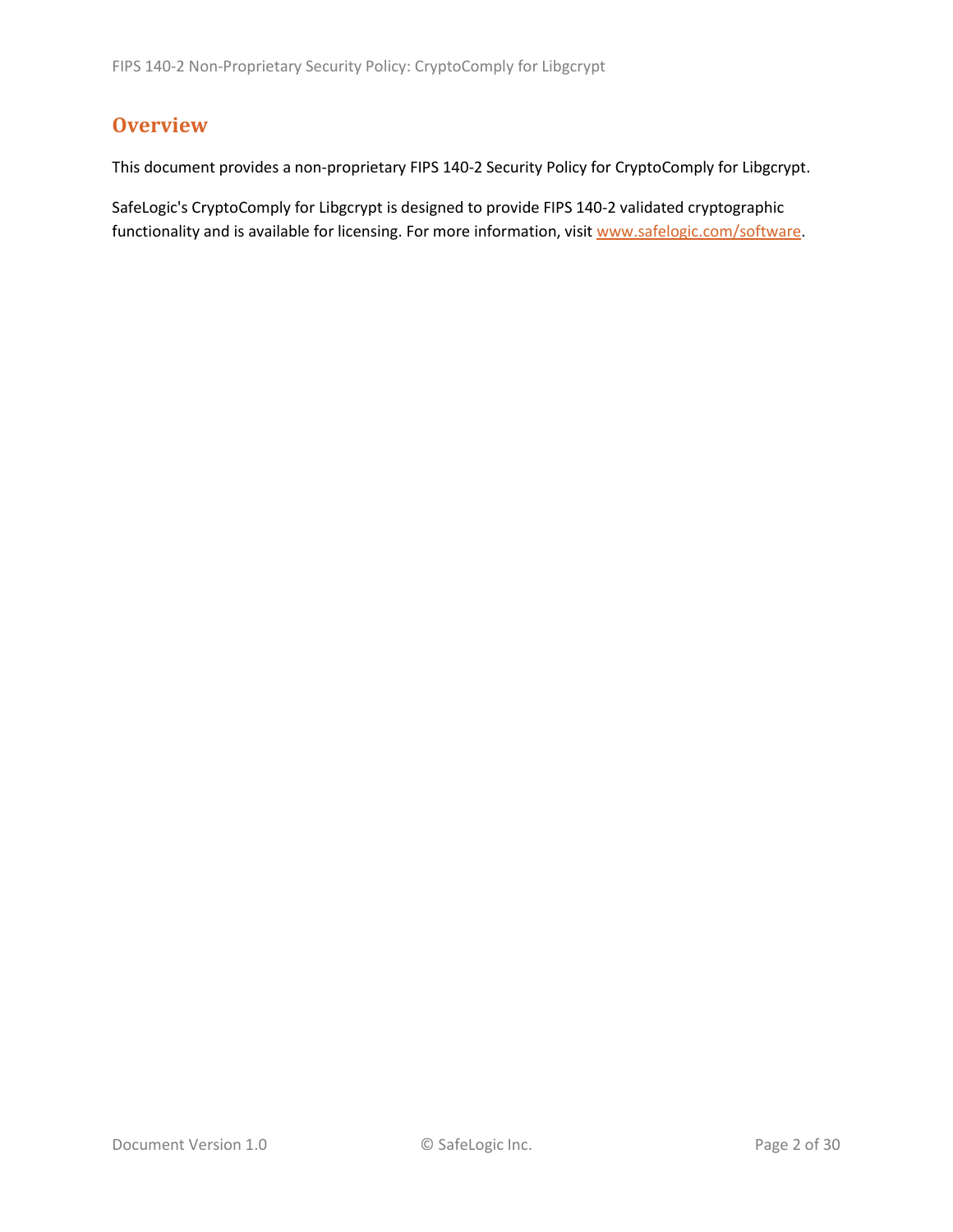# Overview

This document provides a non-proprietary FIPS 140-2 Security Policy for CryptoComply for Libgcrypt.

SafeLogic's CryptoComply for Libgcrypt is designed to provide FIPS 140-2 validated cryptographic functionality and is available for licensing. For more information, visit www.safelogic.com/software.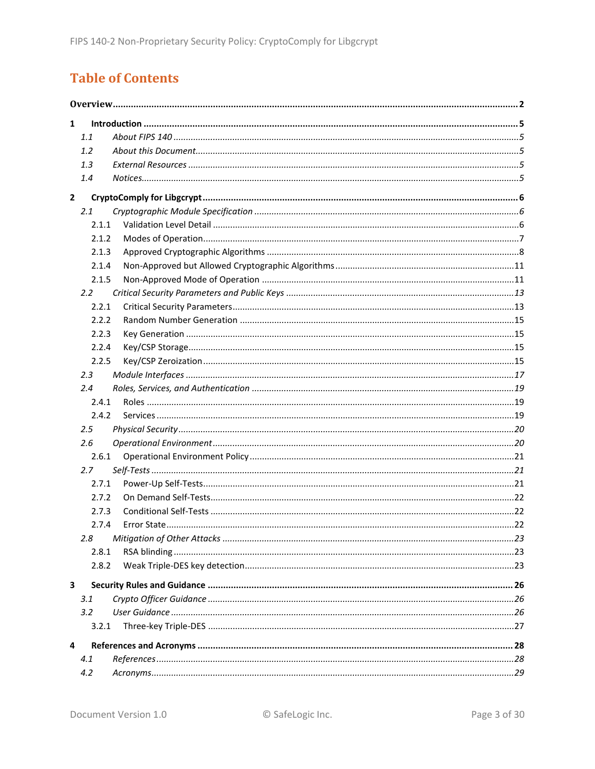# Table of Contents

**Overview** .......... 2

**1 Introduction** .......... 5

- *1.1 About FIPS 140* .......... 5
- *1.2 About this Document* .......... 5
- *1.3 External Resources* .......... 5
- *1.4 Notices* .......... 5

**2 CryptoComply for Libgcrypt** .......... 6

- *2.1 Cryptographic Module Specification* .......... 6
  - 2.1.1 Validation Level Detail .......... 6
  - 2.1.2 Modes of Operation .......... 7
  - 2.1.3 Approved Cryptographic Algorithms .......... 8
  - 2.1.4 Non-Approved but Allowed Cryptographic Algorithms .......... 11
  - 2.1.5 Non-Approved Mode of Operation .......... 11
- *2.2 Critical Security Parameters and Public Keys* .......... 13
  - 2.2.1 Critical Security Parameters .......... 13
  - 2.2.2 Random Number Generation .......... 15
  - 2.2.3 Key Generation .......... 15
  - 2.2.4 Key/CSP Storage .......... 15
  - 2.2.5 Key/CSP Zeroization .......... 15
- *2.3 Module Interfaces* .......... 17
- *2.4 Roles, Services, and Authentication* .......... 19
  - 2.4.1 Roles .......... 19
  - 2.4.2 Services .......... 19
- *2.5 Physical Security* .......... 20
- *2.6 Operational Environment* .......... 20
  - 2.6.1 Operational Environment Policy .......... 21
- *2.7 Self-Tests* .......... 21
  - 2.7.1 Power-Up Self-Tests .......... 21
  - 2.7.2 On Demand Self-Tests .......... 22
  - 2.7.3 Conditional Self-Tests .......... 22
  - 2.7.4 Error State .......... 22
- *2.8 Mitigation of Other Attacks* .......... 23
  - 2.8.1 RSA blinding .......... 23
  - 2.8.2 Weak Triple-DES key detection .......... 23

**3 Security Rules and Guidance** .......... 26

- *3.1 Crypto Officer Guidance* .......... 26
- *3.2 User Guidance* .......... 26
  - 3.2.1 Three-key Triple-DES .......... 27

**4 References and Acronyms** .......... 28

- *4.1 References* .......... 28
- *4.2 Acronyms* .......... 29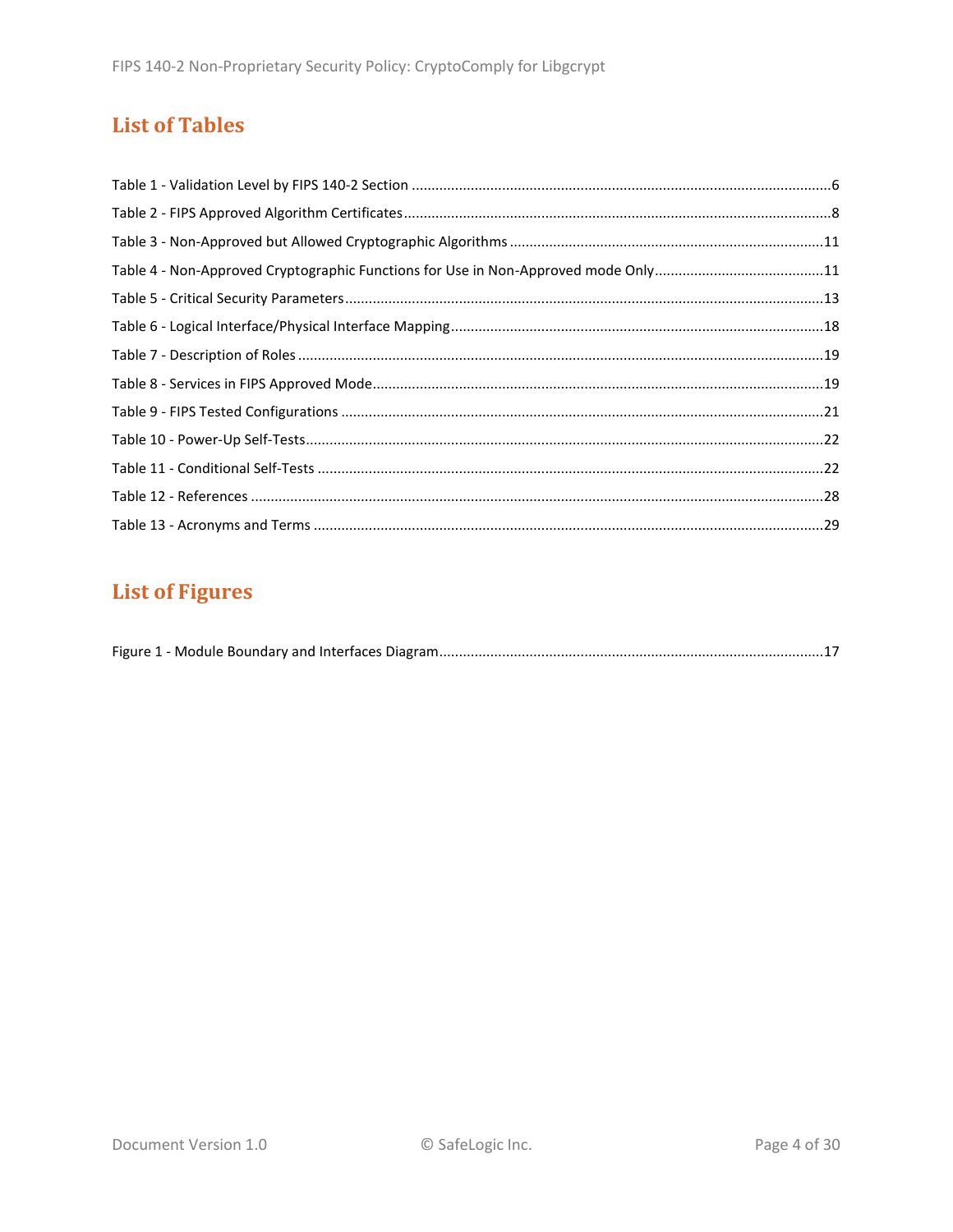# List of Tables

Table 1 - Validation Level by FIPS 140-2 Section ............................................................................................6

Table 2 - FIPS Approved Algorithm Certificates................................................................................................8

Table 3 - Non-Approved but Allowed Cryptographic Algorithms ...................................................................11

Table 4 - Non-Approved Cryptographic Functions for Use in Non-Approved mode Only..............................11

Table 5 - Critical Security Parameters...............................................................................................................13

Table 6 - Logical Interface/Physical Interface Mapping....................................................................................18

Table 7 - Description of Roles ...........................................................................................................................19

Table 8 - Services in FIPS Approved Mode.........................................................................................................19

Table 9 - FIPS Tested Configurations ................................................................................................................21

Table 10 - Power-Up Self-Tests.........................................................................................................................22

Table 11 - Conditional Self-Tests ......................................................................................................................22

Table 12 - References .......................................................................................................................................28

Table 13 - Acronyms and Terms .......................................................................................................................29

# List of Figures

Figure 1 - Module Boundary and Interfaces Diagram.......................................................................................17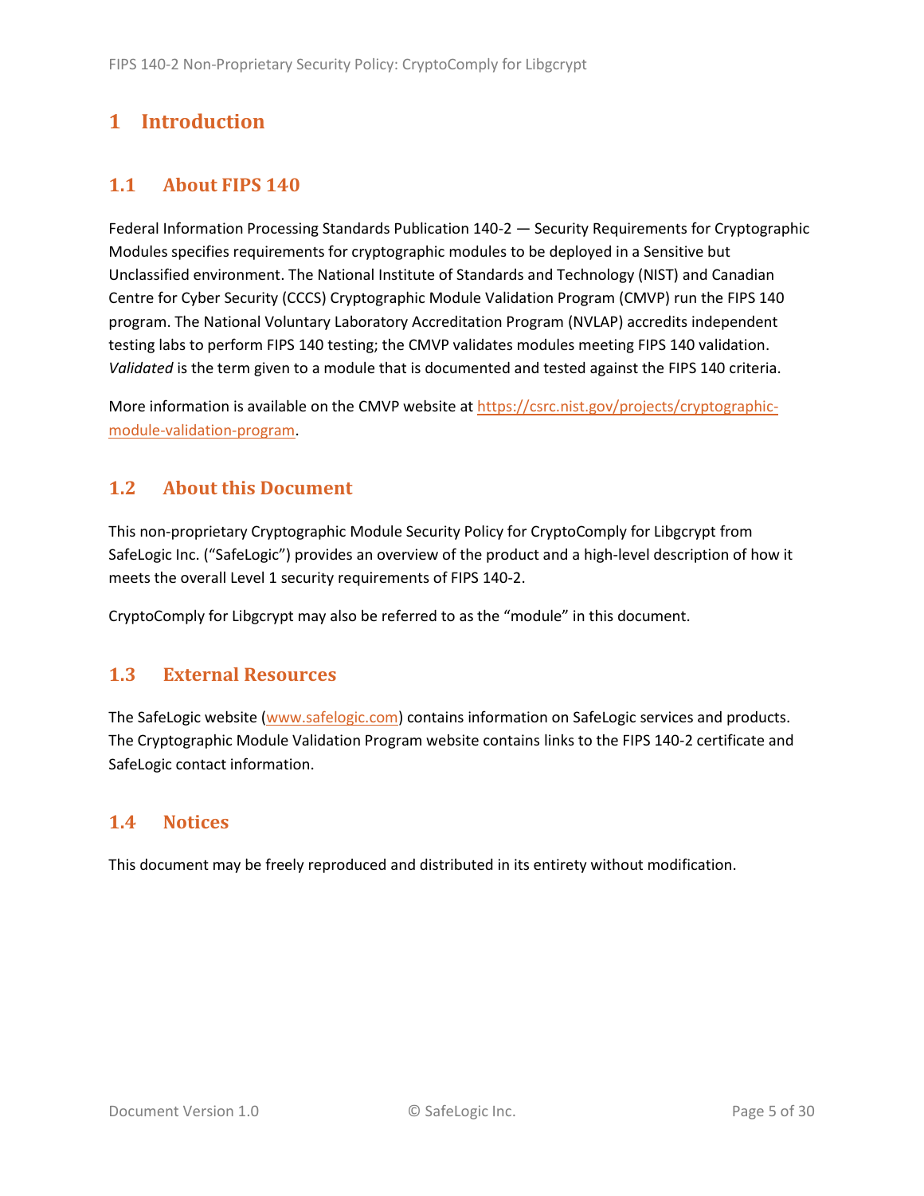# 1 Introduction

## 1.1 About FIPS 140

Federal Information Processing Standards Publication 140-2 — Security Requirements for Cryptographic Modules specifies requirements for cryptographic modules to be deployed in a Sensitive but Unclassified environment. The National Institute of Standards and Technology (NIST) and Canadian Centre for Cyber Security (CCCS) Cryptographic Module Validation Program (CMVP) run the FIPS 140 program. The National Voluntary Laboratory Accreditation Program (NVLAP) accredits independent testing labs to perform FIPS 140 testing; the CMVP validates modules meeting FIPS 140 validation. *Validated* is the term given to a module that is documented and tested against the FIPS 140 criteria.

More information is available on the CMVP website at https://csrc.nist.gov/projects/cryptographic-module-validation-program.

## 1.2 About this Document

This non-proprietary Cryptographic Module Security Policy for CryptoComply for Libgcrypt from SafeLogic Inc. ("SafeLogic") provides an overview of the product and a high-level description of how it meets the overall Level 1 security requirements of FIPS 140-2.

CryptoComply for Libgcrypt may also be referred to as the "module" in this document.

## 1.3 External Resources

The SafeLogic website (www.safelogic.com) contains information on SafeLogic services and products. The Cryptographic Module Validation Program website contains links to the FIPS 140-2 certificate and SafeLogic contact information.

## 1.4 Notices

This document may be freely reproduced and distributed in its entirety without modification.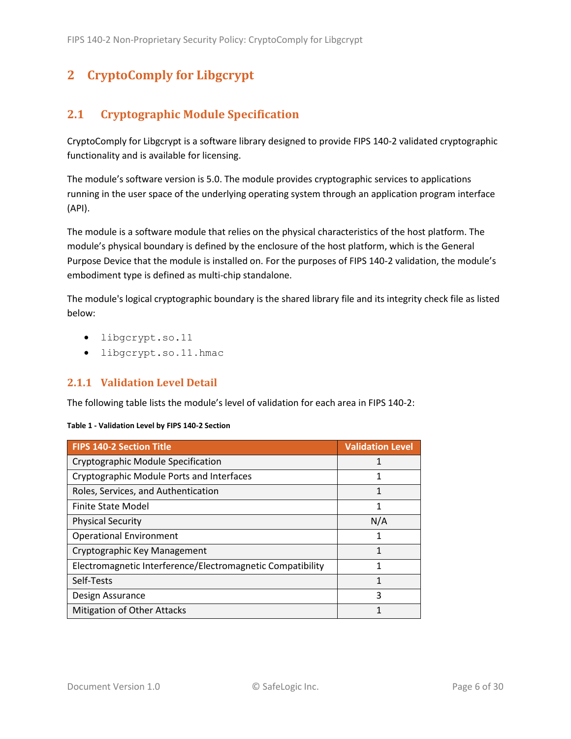# 2 CryptoComply for Libgcrypt

## 2.1 Cryptographic Module Specification

CryptoComply for Libgcrypt is a software library designed to provide FIPS 140-2 validated cryptographic functionality and is available for licensing.

The module's software version is 5.0. The module provides cryptographic services to applications running in the user space of the underlying operating system through an application program interface (API).

The module is a software module that relies on the physical characteristics of the host platform. The module's physical boundary is defined by the enclosure of the host platform, which is the General Purpose Device that the module is installed on. For the purposes of FIPS 140-2 validation, the module's embodiment type is defined as multi-chip standalone.

The module's logical cryptographic boundary is the shared library file and its integrity check file as listed below:

- `libgcrypt.so.11`
- `libgcrypt.so.11.hmac`

### 2.1.1 Validation Level Detail

The following table lists the module's level of validation for each area in FIPS 140-2:

**Table 1 - Validation Level by FIPS 140-2 Section**

| FIPS 140-2 Section Title | Validation Level |
|---|---|
| Cryptographic Module Specification | 1 |
| Cryptographic Module Ports and Interfaces | 1 |
| Roles, Services, and Authentication | 1 |
| Finite State Model | 1 |
| Physical Security | N/A |
| Operational Environment | 1 |
| Cryptographic Key Management | 1 |
| Electromagnetic Interference/Electromagnetic Compatibility | 1 |
| Self-Tests | 1 |
| Design Assurance | 3 |
| Mitigation of Other Attacks | 1 |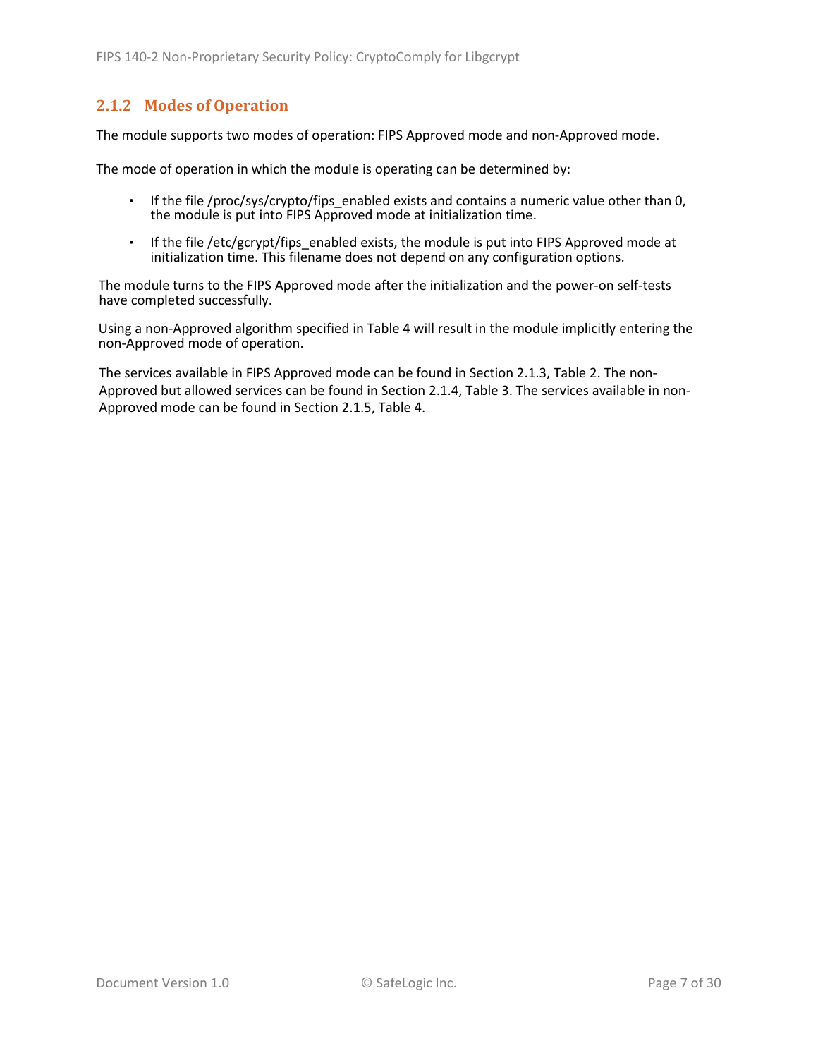### 2.1.2 Modes of Operation

The module supports two modes of operation: FIPS Approved mode and non-Approved mode.

The mode of operation in which the module is operating can be determined by:

- If the file /proc/sys/crypto/fips_enabled exists and contains a numeric value other than 0, the module is put into FIPS Approved mode at initialization time.
- If the file /etc/gcrypt/fips_enabled exists, the module is put into FIPS Approved mode at initialization time. This filename does not depend on any configuration options.

The module turns to the FIPS Approved mode after the initialization and the power-on self-tests have completed successfully.

Using a non-Approved algorithm specified in Table 4 will result in the module implicitly entering the non-Approved mode of operation.

The services available in FIPS Approved mode can be found in Section 2.1.3, Table 2. The non-Approved but allowed services can be found in Section 2.1.4, Table 3. The services available in non-Approved mode can be found in Section 2.1.5, Table 4.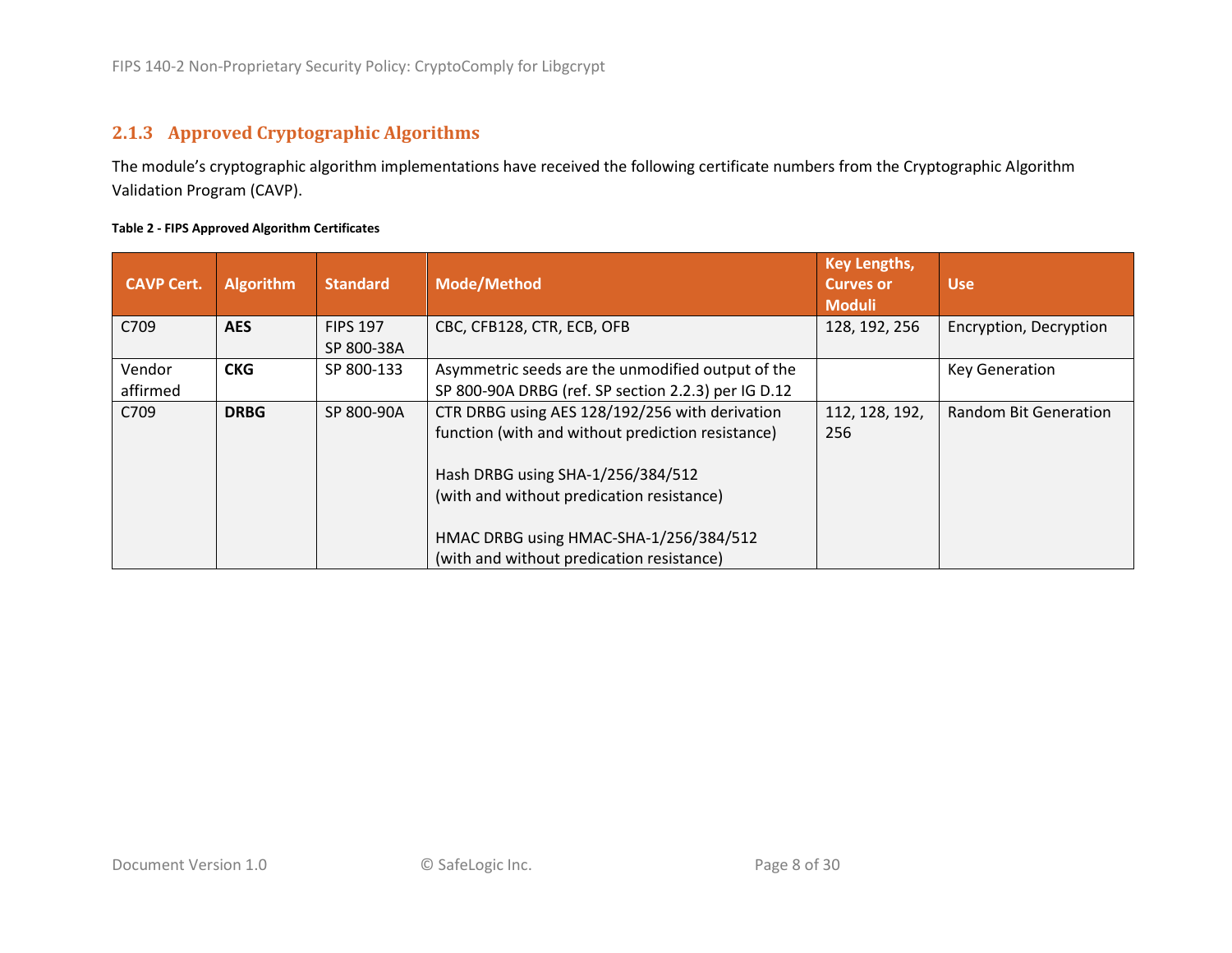### 2.1.3 Approved Cryptographic Algorithms

The module's cryptographic algorithm implementations have received the following certificate numbers from the Cryptographic Algorithm Validation Program (CAVP).

**Table 2 - FIPS Approved Algorithm Certificates**

| CAVP Cert. | Algorithm | Standard | Mode/Method | Key Lengths, Curves or Moduli | Use |
|---|---|---|---|---|---|
| C709 | **AES** | FIPS 197<br>SP 800-38A | CBC, CFB128, CTR, ECB, OFB | 128, 192, 256 | Encryption, Decryption |
| Vendor affirmed | **CKG** | SP 800-133 | Asymmetric seeds are the unmodified output of the SP 800-90A DRBG (ref. SP section 2.2.3) per IG D.12 | | Key Generation |
| C709 | **DRBG** | SP 800-90A | CTR DRBG using AES 128/192/256 with derivation function (with and without prediction resistance)<br><br>Hash DRBG using SHA-1/256/384/512 (with and without predication resistance)<br><br>HMAC DRBG using HMAC-SHA-1/256/384/512 (with and without predication resistance) | 112, 128, 192, 256 | Random Bit Generation |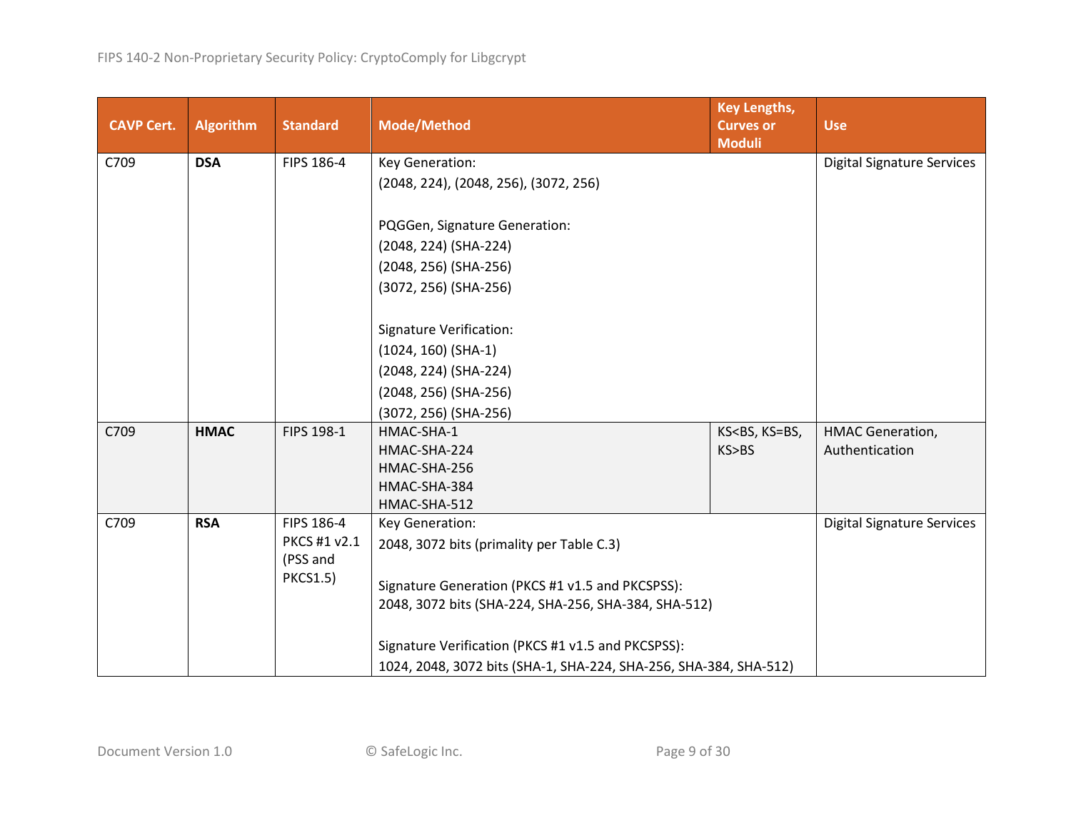| CAVP Cert. | Algorithm | Standard | Mode/Method | Key Lengths, Curves or Moduli | Use |
|---|---|---|---|---|---|
| C709 | **DSA** | FIPS 186-4 | Key Generation:<br>(2048, 224), (2048, 256), (3072, 256)<br><br>PQGGen, Signature Generation:<br>(2048, 224) (SHA-224)<br>(2048, 256) (SHA-256)<br>(3072, 256) (SHA-256)<br><br>Signature Verification:<br>(1024, 160) (SHA-1)<br>(2048, 224) (SHA-224)<br>(2048, 256) (SHA-256)<br>(3072, 256) (SHA-256) | | Digital Signature Services |
| C709 | **HMAC** | FIPS 198-1 | HMAC-SHA-1<br>HMAC-SHA-224<br>HMAC-SHA-256<br>HMAC-SHA-384<br>HMAC-SHA-512 | KS<BS, KS=BS, KS>BS | HMAC Generation, Authentication |
| C709 | **RSA** | FIPS 186-4<br>PKCS #1 v2.1 (PSS and PKCS1.5) | Key Generation:<br>2048, 3072 bits (primality per Table C.3)<br><br>Signature Generation (PKCS #1 v1.5 and PKCSPSS):<br>2048, 3072 bits (SHA-224, SHA-256, SHA-384, SHA-512)<br><br>Signature Verification (PKCS #1 v1.5 and PKCSPSS):<br>1024, 2048, 3072 bits (SHA-1, SHA-224, SHA-256, SHA-384, SHA-512) | | Digital Signature Services |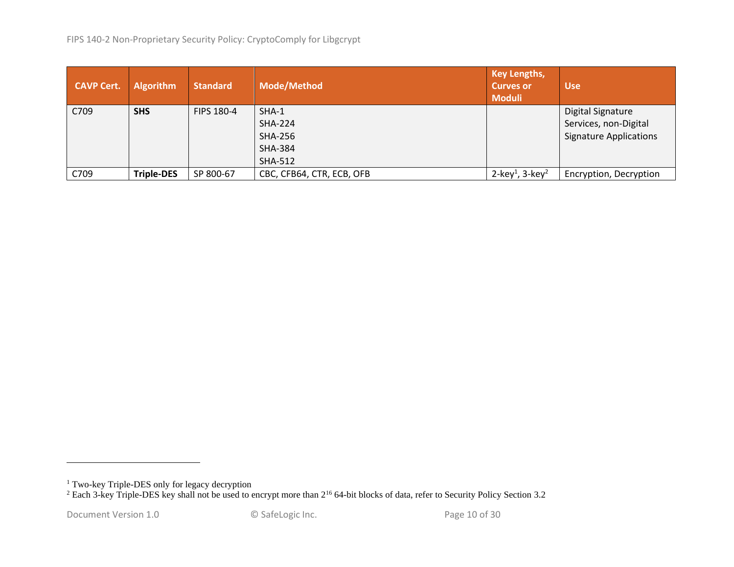| CAVP Cert. | Algorithm | Standard | Mode/Method | Key Lengths, Curves or Moduli | Use |
|---|---|---|---|---|---|
| C709 | **SHS** | FIPS 180-4 | SHA-1<br>SHA-224<br>SHA-256<br>SHA-384<br>SHA-512 | | Digital Signature Services, non-Digital Signature Applications |
| C709 | **Triple-DES** | SP 800-67 | CBC, CFB64, CTR, ECB, OFB | 2-key[1], 3-key[2] | Encryption, Decryption |

[1] Two-key Triple-DES only for legacy decryption

[2] Each 3-key Triple-DES key shall not be used to encrypt more than $2^{16}$ 64-bit blocks of data, refer to Security Policy Section 3.2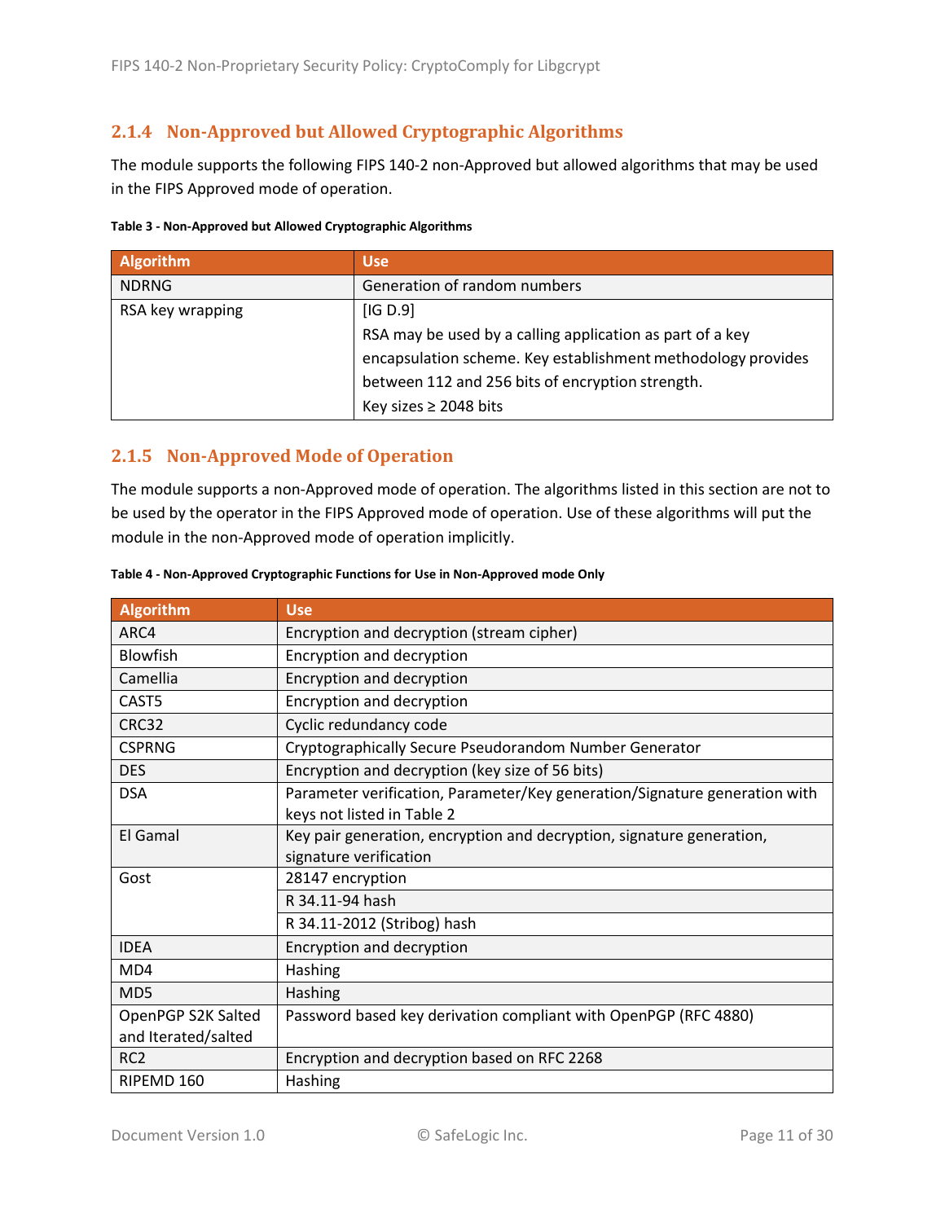### 2.1.4 Non-Approved but Allowed Cryptographic Algorithms

The module supports the following FIPS 140-2 non-Approved but allowed algorithms that may be used in the FIPS Approved mode of operation.

**Table 3 - Non-Approved but Allowed Cryptographic Algorithms**

| Algorithm | Use |
|---|---|
| NDRNG | Generation of random numbers |
| RSA key wrapping | [IG D.9]<br>RSA may be used by a calling application as part of a key encapsulation scheme. Key establishment methodology provides between 112 and 256 bits of encryption strength.<br>Key sizes ≥ 2048 bits |

### 2.1.5 Non-Approved Mode of Operation

The module supports a non-Approved mode of operation. The algorithms listed in this section are not to be used by the operator in the FIPS Approved mode of operation. Use of these algorithms will put the module in the non-Approved mode of operation implicitly.

**Table 4 - Non-Approved Cryptographic Functions for Use in Non-Approved mode Only**

| Algorithm | Use |
|---|---|
| ARC4 | Encryption and decryption (stream cipher) |
| Blowfish | Encryption and decryption |
| Camellia | Encryption and decryption |
| CAST5 | Encryption and decryption |
| CRC32 | Cyclic redundancy code |
| CSPRNG | Cryptographically Secure Pseudorandom Number Generator |
| DES | Encryption and decryption (key size of 56 bits) |
| DSA | Parameter verification, Parameter/Key generation/Signature generation with keys not listed in Table 2 |
| El Gamal | Key pair generation, encryption and decryption, signature generation, signature verification |
| Gost | 28147 encryption |
| | R 34.11-94 hash |
| | R 34.11-2012 (Stribog) hash |
| IDEA | Encryption and decryption |
| MD4 | Hashing |
| MD5 | Hashing |
| OpenPGP S2K Salted and Iterated/salted | Password based key derivation compliant with OpenPGP (RFC 4880) |
| RC2 | Encryption and decryption based on RFC 2268 |
| RIPEMD 160 | Hashing |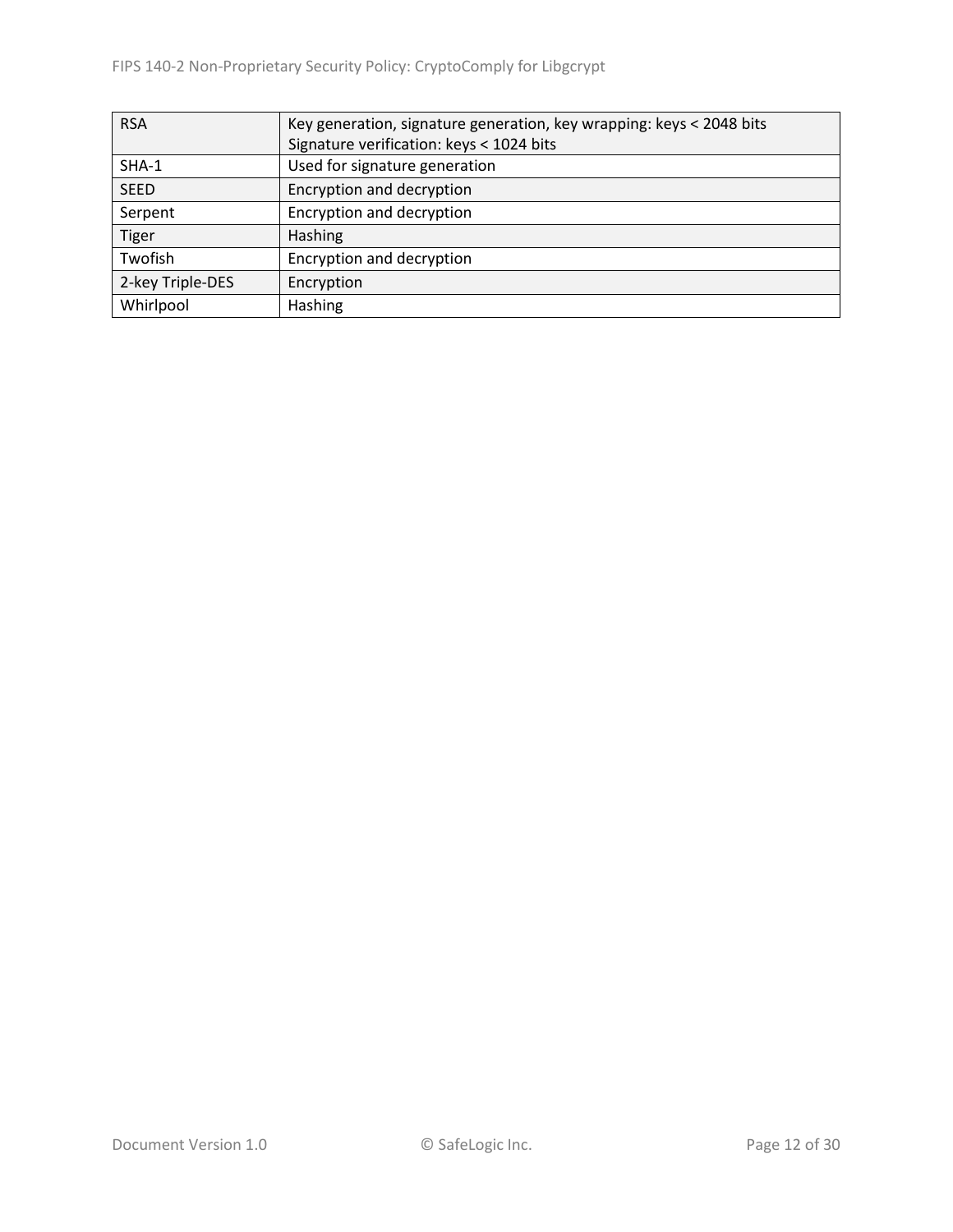| | |
|---|---|
| RSA | Key generation, signature generation, key wrapping: keys < 2048 bits<br>Signature verification: keys < 1024 bits |
| SHA-1 | Used for signature generation |
| SEED | Encryption and decryption |
| Serpent | Encryption and decryption |
| Tiger | Hashing |
| Twofish | Encryption and decryption |
| 2-key Triple-DES | Encryption |
| Whirlpool | Hashing |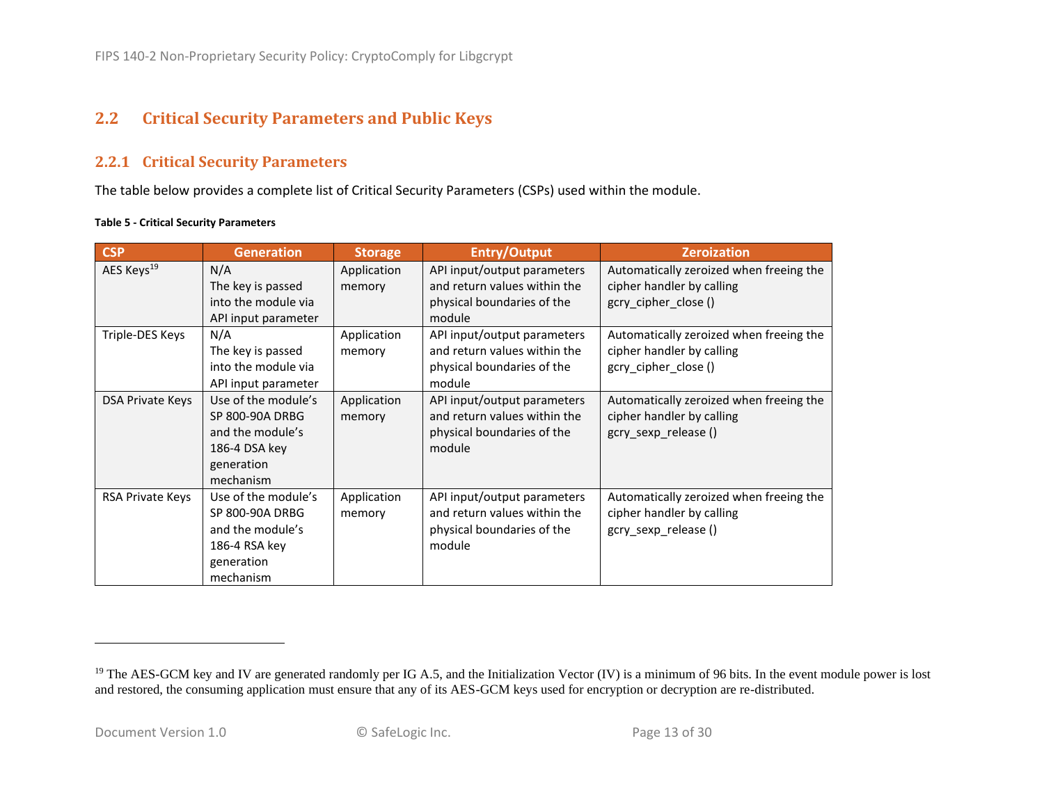## 2.2 Critical Security Parameters and Public Keys

### 2.2.1 Critical Security Parameters

The table below provides a complete list of Critical Security Parameters (CSPs) used within the module.

**Table 5 - Critical Security Parameters**

| CSP | Generation | Storage | Entry/Output | Zeroization |
|---|---|---|---|---|
| AES Keys[19] | N/A The key is passed into the module via API input parameter | Application memory | API input/output parameters and return values within the physical boundaries of the module | Automatically zeroized when freeing the cipher handler by calling gcry_cipher_close () |
| Triple-DES Keys | N/A The key is passed into the module via API input parameter | Application memory | API input/output parameters and return values within the physical boundaries of the module | Automatically zeroized when freeing the cipher handler by calling gcry_cipher_close () |
| DSA Private Keys | Use of the module's SP 800-90A DRBG and the module's 186-4 DSA key generation mechanism | Application memory | API input/output parameters and return values within the physical boundaries of the module | Automatically zeroized when freeing the cipher handler by calling gcry_sexp_release () |
| RSA Private Keys | Use of the module's SP 800-90A DRBG and the module's 186-4 RSA key generation mechanism | Application memory | API input/output parameters and return values within the physical boundaries of the module | Automatically zeroized when freeing the cipher handler by calling gcry_sexp_release () |

[19] The AES-GCM key and IV are generated randomly per IG A.5, and the Initialization Vector (IV) is a minimum of 96 bits. In the event module power is lost and restored, the consuming application must ensure that any of its AES-GCM keys used for encryption or decryption are re-distributed.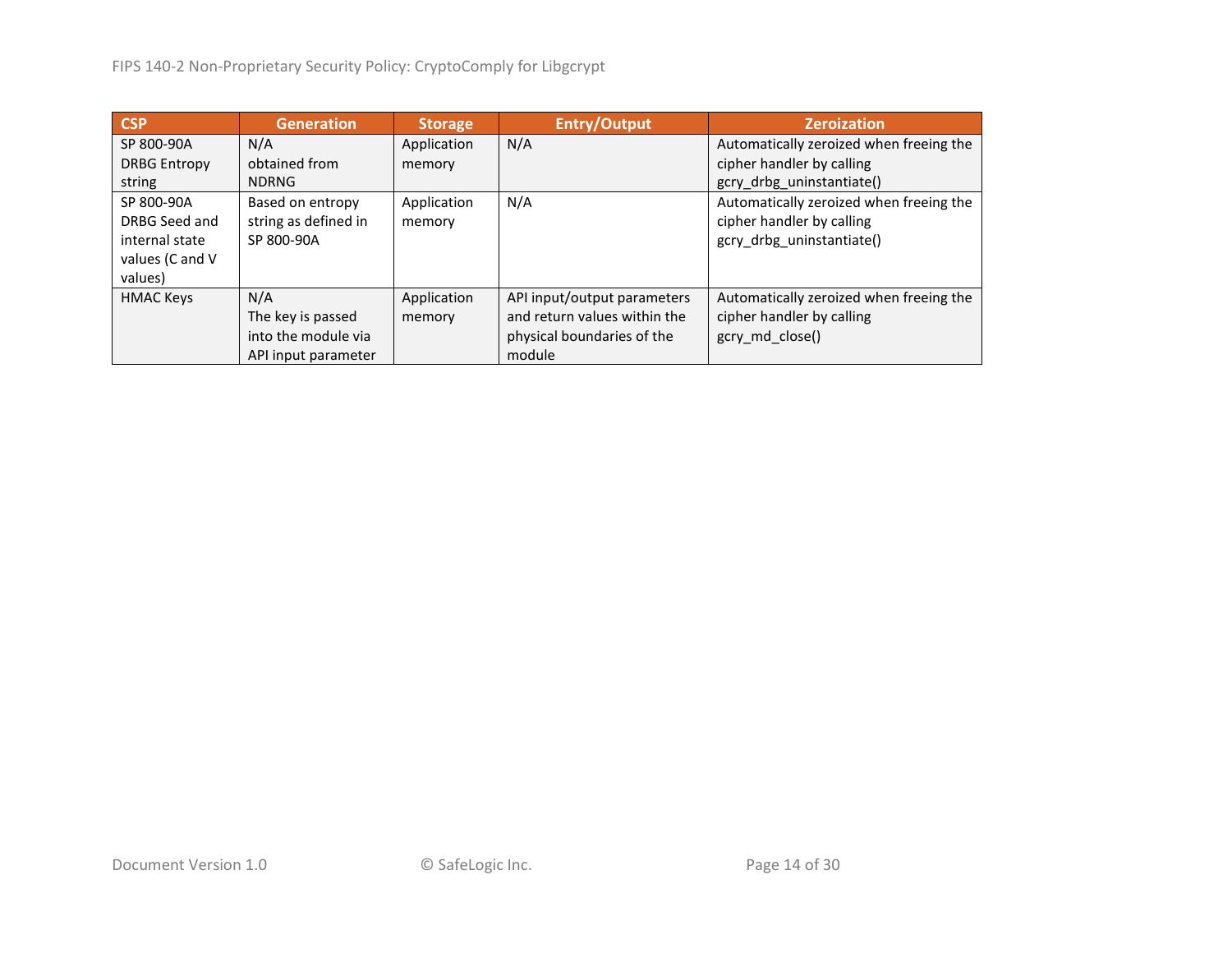| CSP | Generation | Storage | Entry/Output | Zeroization |
|---|---|---|---|---|
| SP 800-90A DRBG Entropy string | N/A obtained from NDRNG | Application memory | N/A | Automatically zeroized when freeing the cipher handler by calling gcry_drbg_uninstantiate() |
| SP 800-90A DRBG Seed and internal state values (C and V values) | Based on entropy string as defined in SP 800-90A | Application memory | N/A | Automatically zeroized when freeing the cipher handler by calling gcry_drbg_uninstantiate() |
| HMAC Keys | N/A The key is passed into the module via API input parameter | Application memory | API input/output parameters and return values within the physical boundaries of the module | Automatically zeroized when freeing the cipher handler by calling gcry_md_close() |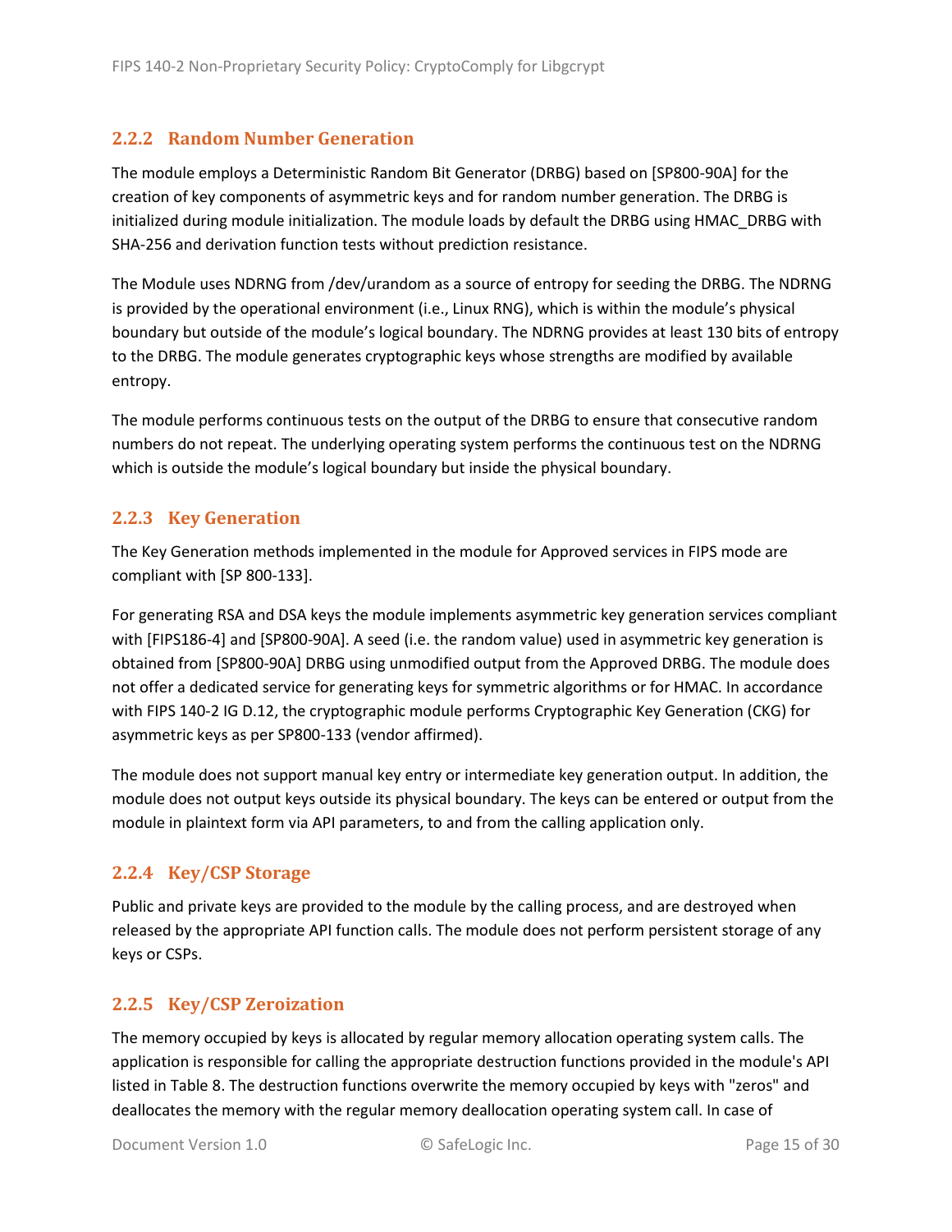### 2.2.2 Random Number Generation

The module employs a Deterministic Random Bit Generator (DRBG) based on [SP800-90A] for the creation of key components of asymmetric keys and for random number generation. The DRBG is initialized during module initialization. The module loads by default the DRBG using HMAC_DRBG with SHA-256 and derivation function tests without prediction resistance.

The Module uses NDRNG from /dev/urandom as a source of entropy for seeding the DRBG. The NDRNG is provided by the operational environment (i.e., Linux RNG), which is within the module's physical boundary but outside of the module's logical boundary. The NDRNG provides at least 130 bits of entropy to the DRBG. The module generates cryptographic keys whose strengths are modified by available entropy.

The module performs continuous tests on the output of the DRBG to ensure that consecutive random numbers do not repeat. The underlying operating system performs the continuous test on the NDRNG which is outside the module's logical boundary but inside the physical boundary.

### 2.2.3 Key Generation

The Key Generation methods implemented in the module for Approved services in FIPS mode are compliant with [SP 800-133].

For generating RSA and DSA keys the module implements asymmetric key generation services compliant with [FIPS186-4] and [SP800-90A]. A seed (i.e. the random value) used in asymmetric key generation is obtained from [SP800-90A] DRBG using unmodified output from the Approved DRBG. The module does not offer a dedicated service for generating keys for symmetric algorithms or for HMAC. In accordance with FIPS 140-2 IG D.12, the cryptographic module performs Cryptographic Key Generation (CKG) for asymmetric keys as per SP800-133 (vendor affirmed).

The module does not support manual key entry or intermediate key generation output. In addition, the module does not output keys outside its physical boundary. The keys can be entered or output from the module in plaintext form via API parameters, to and from the calling application only.

### 2.2.4 Key/CSP Storage

Public and private keys are provided to the module by the calling process, and are destroyed when released by the appropriate API function calls. The module does not perform persistent storage of any keys or CSPs.

### 2.2.5 Key/CSP Zeroization

The memory occupied by keys is allocated by regular memory allocation operating system calls. The application is responsible for calling the appropriate destruction functions provided in the module's API listed in Table 8. The destruction functions overwrite the memory occupied by keys with "zeros" and deallocates the memory with the regular memory deallocation operating system call. In case of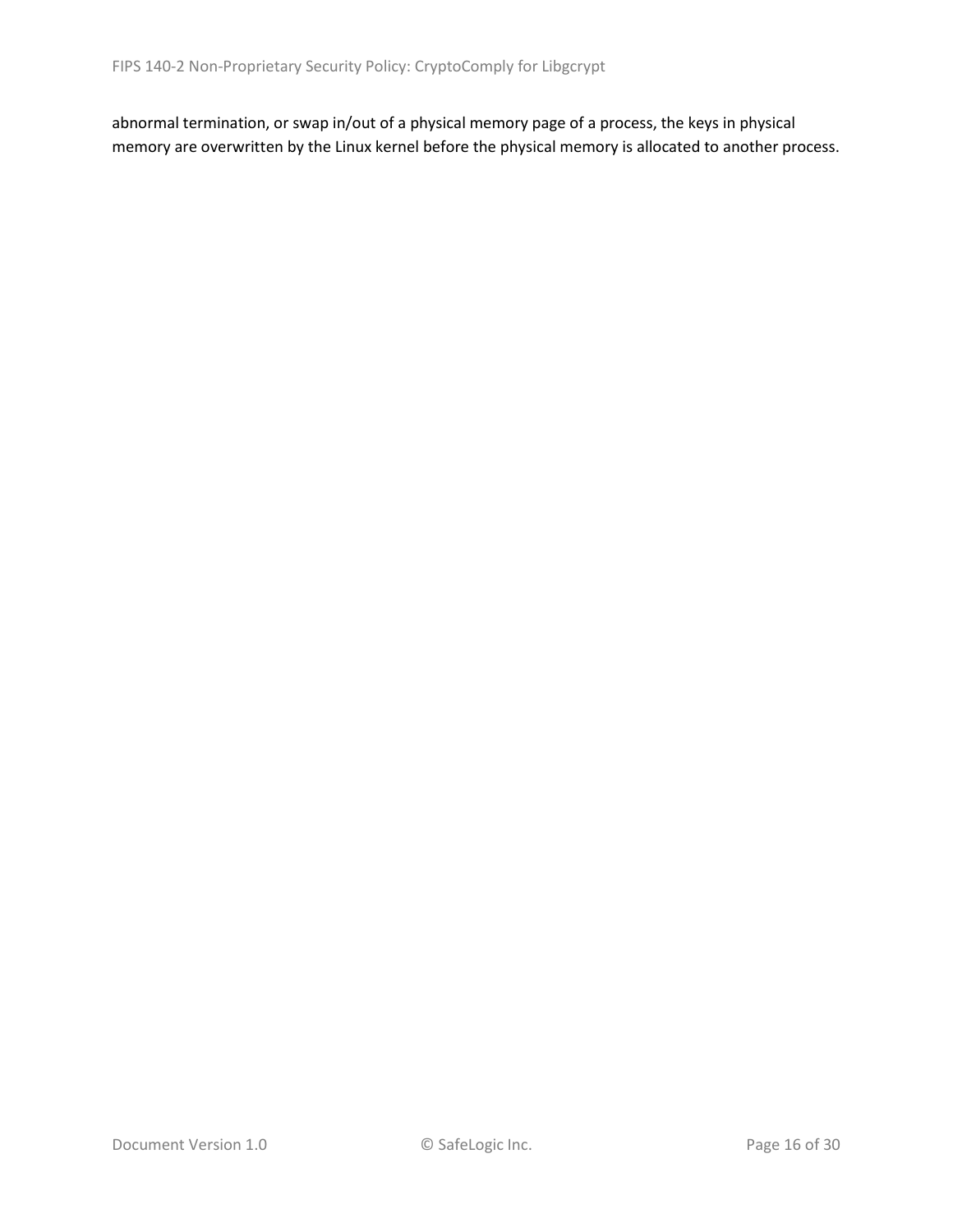abnormal termination, or swap in/out of a physical memory page of a process, the keys in physical memory are overwritten by the Linux kernel before the physical memory is allocated to another process.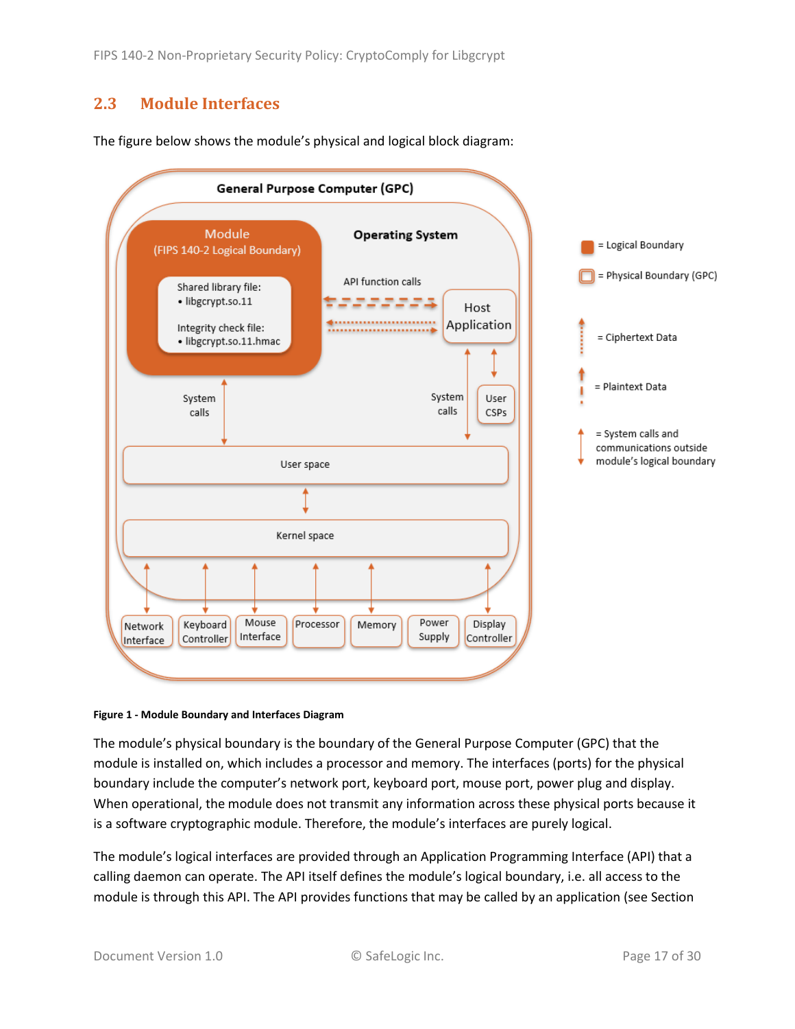## 2.3 Module Interfaces

The figure below shows the module's physical and logical block diagram:

**Figure 1 - Module Boundary and Interfaces Diagram**

The module's physical boundary is the boundary of the General Purpose Computer (GPC) that the module is installed on, which includes a processor and memory. The interfaces (ports) for the physical boundary include the computer's network port, keyboard port, mouse port, power plug and display. When operational, the module does not transmit any information across these physical ports because it is a software cryptographic module. Therefore, the module's interfaces are purely logical.

The module's logical interfaces are provided through an Application Programming Interface (API) that a calling daemon can operate. The API itself defines the module's logical boundary, i.e. all access to the module is through this API. The API provides functions that may be called by an application (see Section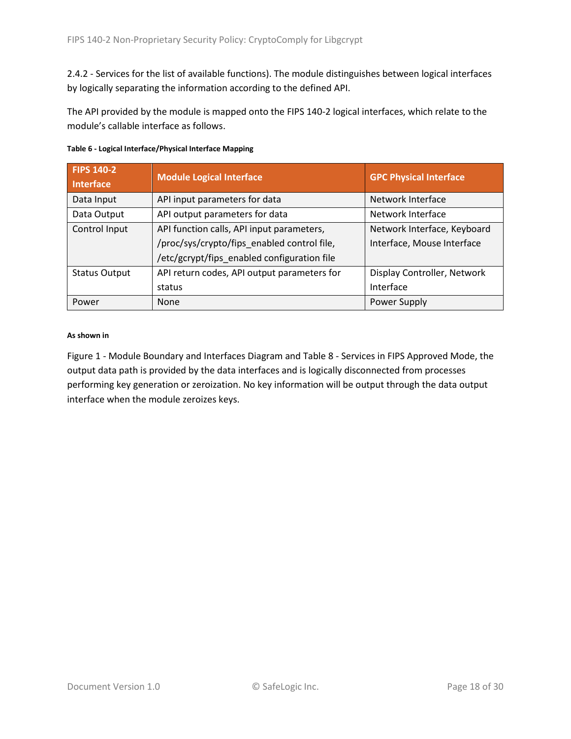2.4.2 - Services for the list of available functions). The module distinguishes between logical interfaces by logically separating the information according to the defined API.

The API provided by the module is mapped onto the FIPS 140-2 logical interfaces, which relate to the module's callable interface as follows.

**Table 6 - Logical Interface/Physical Interface Mapping**

| FIPS 140-2 Interface | Module Logical Interface | GPC Physical Interface |
|---|---|---|
| Data Input | API input parameters for data | Network Interface |
| Data Output | API output parameters for data | Network Interface |
| Control Input | API function calls, API input parameters, /proc/sys/crypto/fips_enabled control file, /etc/gcrypt/fips_enabled configuration file | Network Interface, Keyboard Interface, Mouse Interface |
| Status Output | API return codes, API output parameters for status | Display Controller, Network Interface |
| Power | None | Power Supply |

**As shown in**

Figure 1 - Module Boundary and Interfaces Diagram and Table 8 - Services in FIPS Approved Mode, the output data path is provided by the data interfaces and is logically disconnected from processes performing key generation or zeroization. No key information will be output through the data output interface when the module zeroizes keys.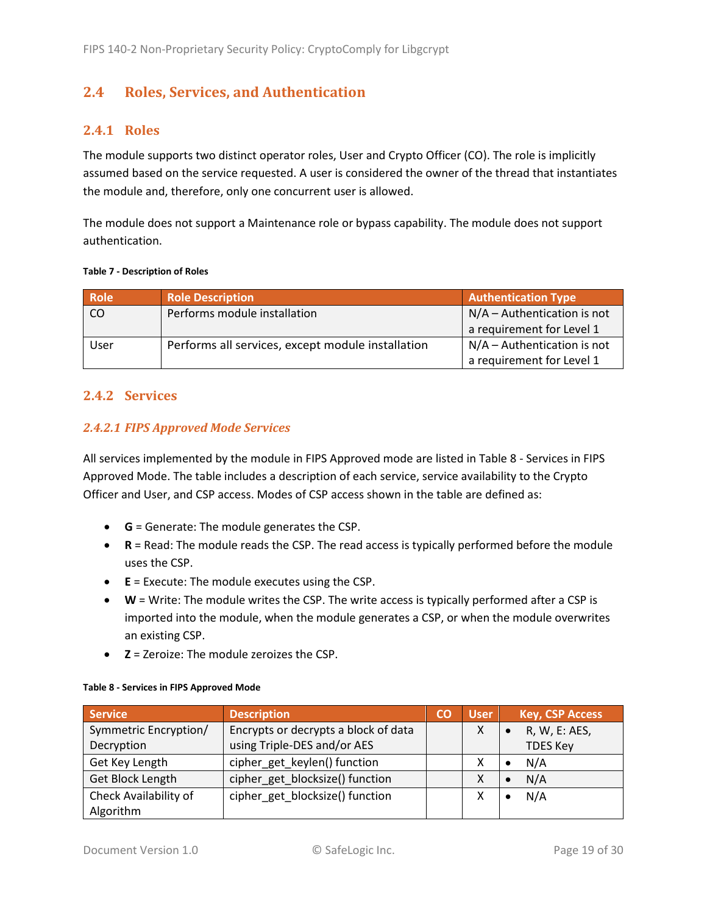## 2.4 Roles, Services, and Authentication

### 2.4.1 Roles

The module supports two distinct operator roles, User and Crypto Officer (CO). The role is implicitly assumed based on the service requested. A user is considered the owner of the thread that instantiates the module and, therefore, only one concurrent user is allowed.

The module does not support a Maintenance role or bypass capability. The module does not support authentication.

**Table 7 - Description of Roles**

| Role | Role Description | Authentication Type |
|---|---|---|
| CO | Performs module installation | N/A – Authentication is not a requirement for Level 1 |
| User | Performs all services, except module installation | N/A – Authentication is not a requirement for Level 1 |

### 2.4.2 Services

#### *2.4.2.1 FIPS Approved Mode Services*

All services implemented by the module in FIPS Approved mode are listed in Table 8 - Services in FIPS Approved Mode. The table includes a description of each service, service availability to the Crypto Officer and User, and CSP access. Modes of CSP access shown in the table are defined as:

- **G** = Generate: The module generates the CSP.
- **R** = Read: The module reads the CSP. The read access is typically performed before the module uses the CSP.
- **E** = Execute: The module executes using the CSP.
- **W** = Write: The module writes the CSP. The write access is typically performed after a CSP is imported into the module, when the module generates a CSP, or when the module overwrites an existing CSP.
- **Z** = Zeroize: The module zeroizes the CSP.

**Table 8 - Services in FIPS Approved Mode**

| Service | Description | CO | User | Key, CSP Access |
|---|---|---|---|---|
| Symmetric Encryption/ Decryption | Encrypts or decrypts a block of data using Triple-DES and/or AES | | X | • R, W, E: AES, TDES Key |
| Get Key Length | cipher_get_keylen() function | | X | • N/A |
| Get Block Length | cipher_get_blocksize() function | | X | • N/A |
| Check Availability of Algorithm | cipher_get_blocksize() function | | X | • N/A |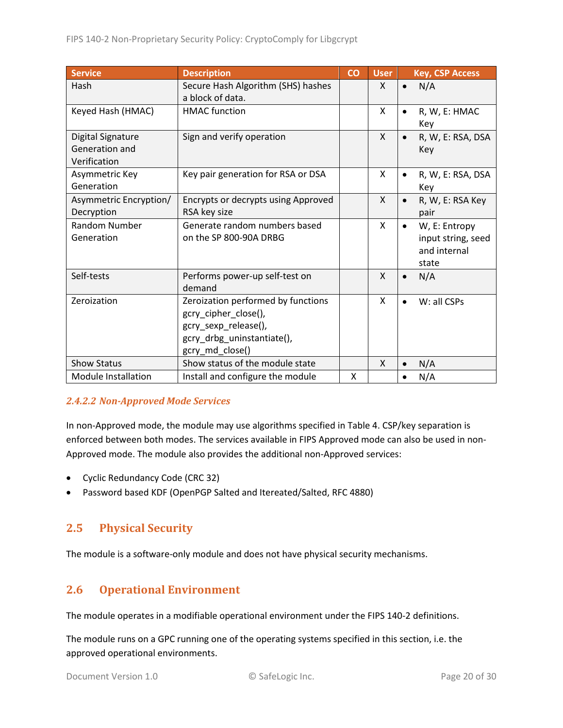| Service | Description | CO | User | Key, CSP Access |
|---|---|---|---|---|
| Hash | Secure Hash Algorithm (SHS) hashes a block of data. | | X | • N/A |
| Keyed Hash (HMAC) | HMAC function | | X | • R, W, E: HMAC Key |
| Digital Signature Generation and Verification | Sign and verify operation | | X | • R, W, E: RSA, DSA Key |
| Asymmetric Key Generation | Key pair generation for RSA or DSA | | X | • R, W, E: RSA, DSA Key |
| Asymmetric Encryption/ Decryption | Encrypts or decrypts using Approved RSA key size | | X | • R, W, E: RSA Key pair |
| Random Number Generation | Generate random numbers based on the SP 800-90A DRBG | | X | • W, E: Entropy input string, seed and internal state |
| Self-tests | Performs power-up self-test on demand | | X | • N/A |
| Zeroization | Zeroization performed by functions gcry_cipher_close(), gcry_sexp_release(), gcry_drbg_uninstantiate(), gcry_md_close() | | X | • W: all CSPs |
| Show Status | Show status of the module state | | X | • N/A |
| Module Installation | Install and configure the module | X | | • N/A |

#### *2.4.2.2 Non-Approved Mode Services*

In non-Approved mode, the module may use algorithms specified in Table 4. CSP/key separation is enforced between both modes. The services available in FIPS Approved mode can also be used in non-Approved mode. The module also provides the additional non-Approved services:

- Cyclic Redundancy Code (CRC 32)
- Password based KDF (OpenPGP Salted and Itereated/Salted, RFC 4880)

## 2.5 Physical Security

The module is a software-only module and does not have physical security mechanisms.

## 2.6 Operational Environment

The module operates in a modifiable operational environment under the FIPS 140-2 definitions.

The module runs on a GPC running one of the operating systems specified in this section, i.e. the approved operational environments.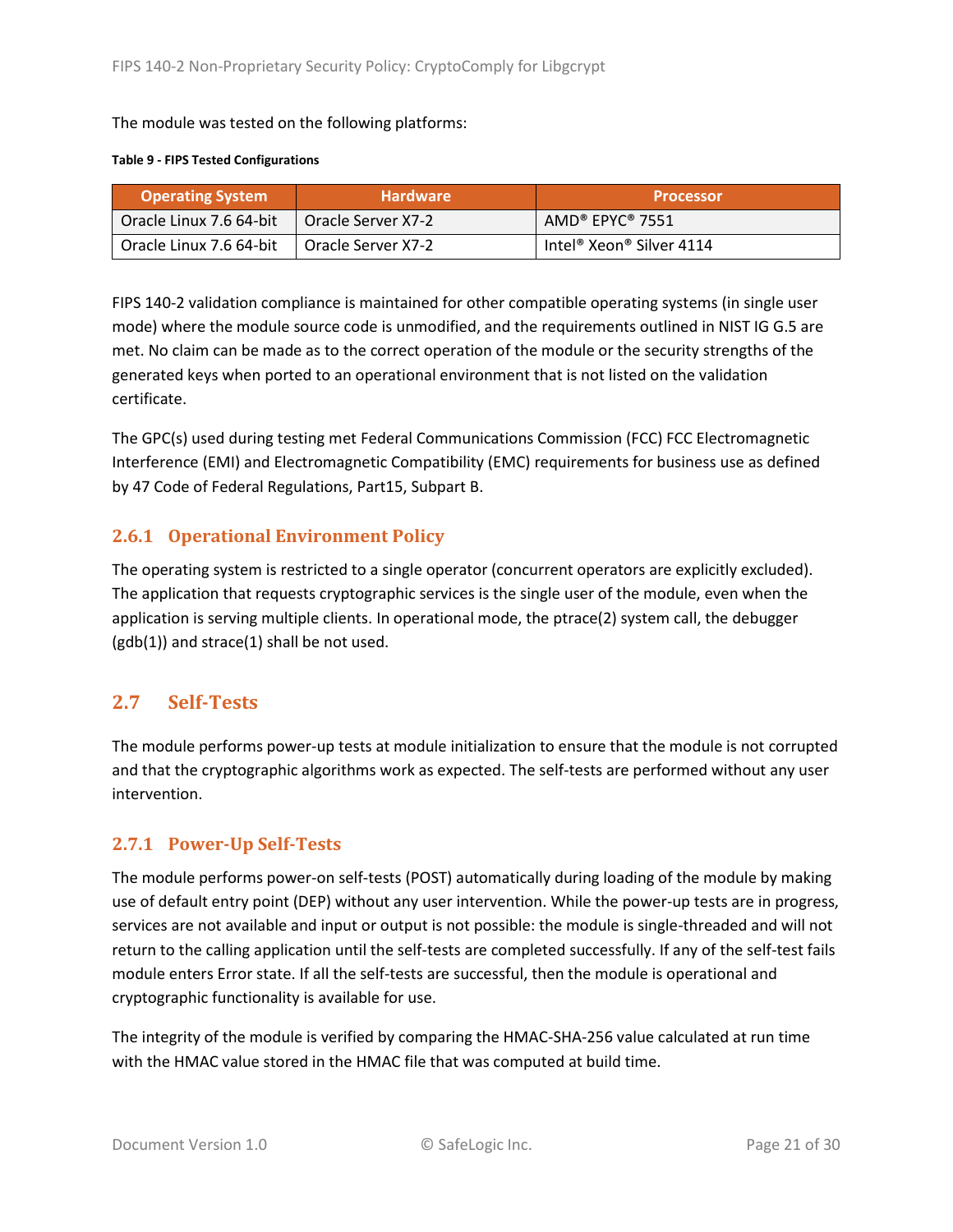The module was tested on the following platforms:

**Table 9 - FIPS Tested Configurations**

| Operating System | Hardware | Processor |
|---|---|---|
| Oracle Linux 7.6 64-bit | Oracle Server X7-2 | AMD® EPYC® 7551 |
| Oracle Linux 7.6 64-bit | Oracle Server X7-2 | Intel® Xeon® Silver 4114 |

FIPS 140-2 validation compliance is maintained for other compatible operating systems (in single user mode) where the module source code is unmodified, and the requirements outlined in NIST IG G.5 are met. No claim can be made as to the correct operation of the module or the security strengths of the generated keys when ported to an operational environment that is not listed on the validation certificate.

The GPC(s) used during testing met Federal Communications Commission (FCC) FCC Electromagnetic Interference (EMI) and Electromagnetic Compatibility (EMC) requirements for business use as defined by 47 Code of Federal Regulations, Part15, Subpart B.

### 2.6.1 Operational Environment Policy

The operating system is restricted to a single operator (concurrent operators are explicitly excluded). The application that requests cryptographic services is the single user of the module, even when the application is serving multiple clients. In operational mode, the ptrace(2) system call, the debugger (gdb(1)) and strace(1) shall be not used.

## 2.7 Self-Tests

The module performs power-up tests at module initialization to ensure that the module is not corrupted and that the cryptographic algorithms work as expected. The self-tests are performed without any user intervention.

### 2.7.1 Power-Up Self-Tests

The module performs power-on self-tests (POST) automatically during loading of the module by making use of default entry point (DEP) without any user intervention. While the power-up tests are in progress, services are not available and input or output is not possible: the module is single-threaded and will not return to the calling application until the self-tests are completed successfully. If any of the self-test fails module enters Error state. If all the self-tests are successful, then the module is operational and cryptographic functionality is available for use.

The integrity of the module is verified by comparing the HMAC-SHA-256 value calculated at run time with the HMAC value stored in the HMAC file that was computed at build time.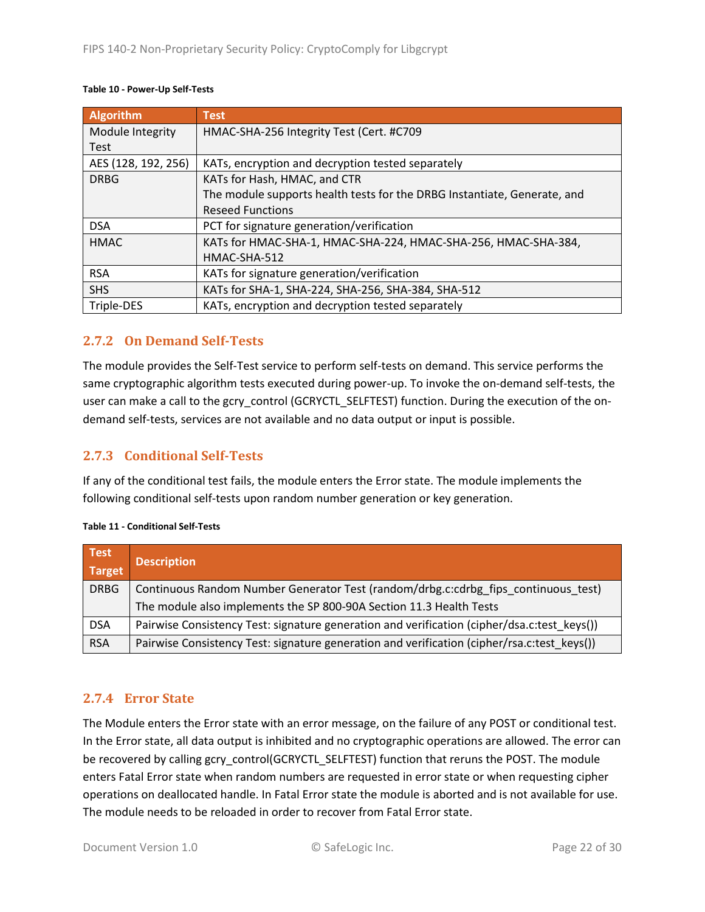**Table 10 - Power-Up Self-Tests**

| Algorithm | Test |
|---|---|
| Module Integrity Test | HMAC-SHA-256 Integrity Test (Cert. #C709 |
| AES (128, 192, 256) | KATs, encryption and decryption tested separately |
| DRBG | KATs for Hash, HMAC, and CTR<br>The module supports health tests for the DRBG Instantiate, Generate, and Reseed Functions |
| DSA | PCT for signature generation/verification |
| HMAC | KATs for HMAC-SHA-1, HMAC-SHA-224, HMAC-SHA-256, HMAC-SHA-384, HMAC-SHA-512 |
| RSA | KATs for signature generation/verification |
| SHS | KATs for SHA-1, SHA-224, SHA-256, SHA-384, SHA-512 |
| Triple-DES | KATs, encryption and decryption tested separately |

### 2.7.2 On Demand Self-Tests

The module provides the Self-Test service to perform self-tests on demand. This service performs the same cryptographic algorithm tests executed during power-up. To invoke the on-demand self-tests, the user can make a call to the gcry_control (GCRYCTL_SELFTEST) function. During the execution of the on-demand self-tests, services are not available and no data output or input is possible.

### 2.7.3 Conditional Self-Tests

If any of the conditional test fails, the module enters the Error state. The module implements the following conditional self-tests upon random number generation or key generation.

**Table 11 - Conditional Self-Tests**

| Test Target | Description |
|---|---|
| DRBG | Continuous Random Number Generator Test (random/drbg.c:cdrbg_fips_continuous_test)<br>The module also implements the SP 800-90A Section 11.3 Health Tests |
| DSA | Pairwise Consistency Test: signature generation and verification (cipher/dsa.c:test_keys()) |
| RSA | Pairwise Consistency Test: signature generation and verification (cipher/rsa.c:test_keys()) |

### 2.7.4 Error State

The Module enters the Error state with an error message, on the failure of any POST or conditional test. In the Error state, all data output is inhibited and no cryptographic operations are allowed. The error can be recovered by calling gcry_control(GCRYCTL_SELFTEST) function that reruns the POST. The module enters Fatal Error state when random numbers are requested in error state or when requesting cipher operations on deallocated handle. In Fatal Error state the module is aborted and is not available for use. The module needs to be reloaded in order to recover from Fatal Error state.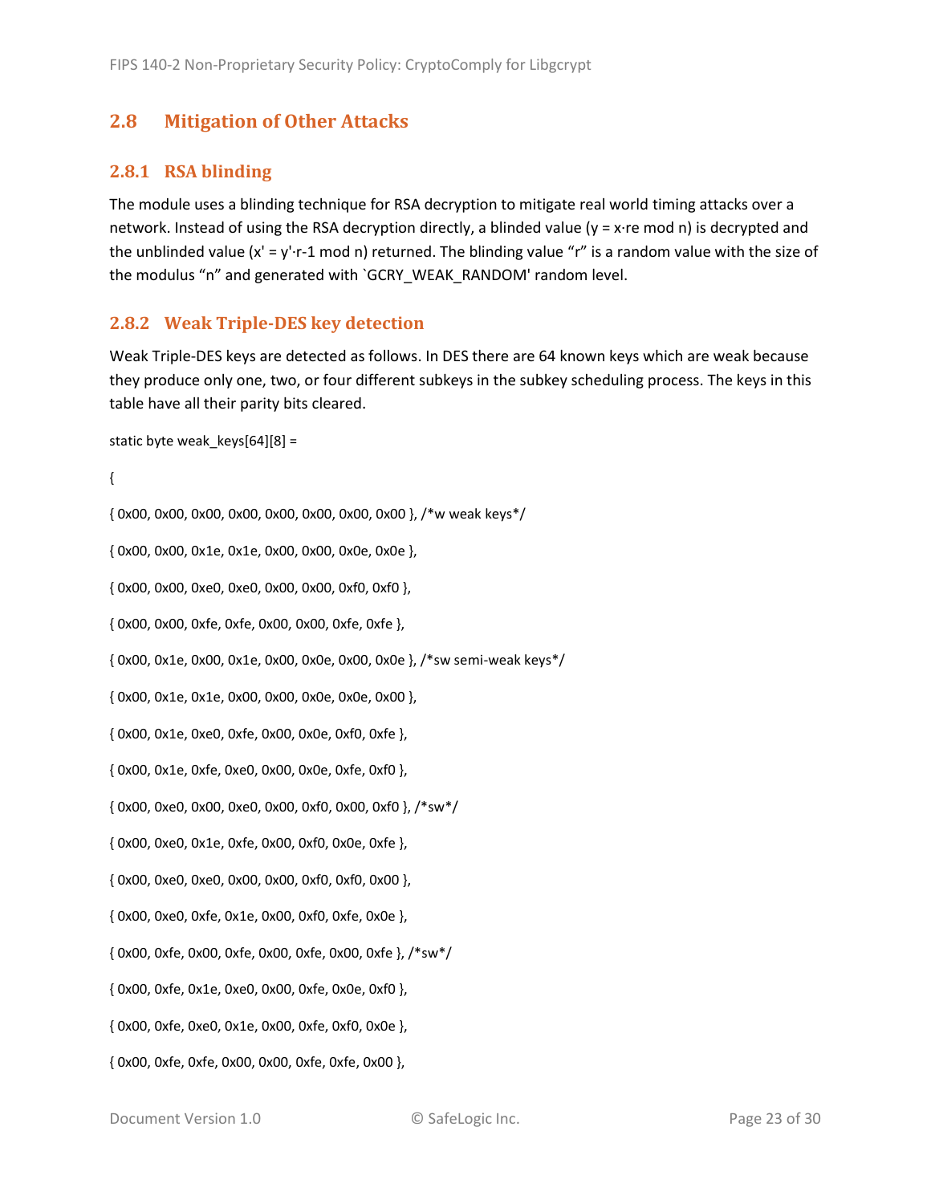## 2.8 Mitigation of Other Attacks

### 2.8.1 RSA blinding

The module uses a blinding technique for RSA decryption to mitigate real world timing attacks over a network. Instead of using the RSA decryption directly, a blinded value ($y = x \cdot r^e \bmod n$) is decrypted and the unblinded value ($x' = y' \cdot r^{-1} \bmod n$) returned. The blinding value "r" is a random value with the size of the modulus "n" and generated with `GCRY_WEAK_RANDOM' random level.

### 2.8.2 Weak Triple-DES key detection

Weak Triple-DES keys are detected as follows. In DES there are 64 known keys which are weak because they produce only one, two, or four different subkeys in the subkey scheduling process. The keys in this table have all their parity bits cleared.

```
static byte weak_keys[64][8] =

{

{ 0x00, 0x00, 0x00, 0x00, 0x00, 0x00, 0x00, 0x00 }, /*w weak keys*/

{ 0x00, 0x00, 0x1e, 0x1e, 0x00, 0x00, 0x0e, 0x0e },

{ 0x00, 0x00, 0xe0, 0xe0, 0x00, 0x00, 0xf0, 0xf0 },

{ 0x00, 0x00, 0xfe, 0xfe, 0x00, 0x00, 0xfe, 0xfe },

{ 0x00, 0x1e, 0x00, 0x1e, 0x00, 0x0e, 0x00, 0x0e }, /*sw semi-weak keys*/

{ 0x00, 0x1e, 0x1e, 0x00, 0x00, 0x0e, 0x0e, 0x00 },

{ 0x00, 0x1e, 0xe0, 0xfe, 0x00, 0x0e, 0xf0, 0xfe },

{ 0x00, 0x1e, 0xfe, 0xe0, 0x00, 0x0e, 0xfe, 0xf0 },

{ 0x00, 0xe0, 0x00, 0xe0, 0x00, 0xf0, 0x00, 0xf0 }, /*sw*/

{ 0x00, 0xe0, 0x1e, 0xfe, 0x00, 0xf0, 0x0e, 0xfe },

{ 0x00, 0xe0, 0xe0, 0x00, 0x00, 0xf0, 0xf0, 0x00 },

{ 0x00, 0xe0, 0xfe, 0x1e, 0x00, 0xf0, 0xfe, 0x0e },

{ 0x00, 0xfe, 0x00, 0xfe, 0x00, 0xfe, 0x00, 0xfe }, /*sw*/

{ 0x00, 0xfe, 0x1e, 0xe0, 0x00, 0xfe, 0x0e, 0xf0 },

{ 0x00, 0xfe, 0xe0, 0x1e, 0x00, 0xfe, 0xf0, 0x0e },

{ 0x00, 0xfe, 0xfe, 0x00, 0x00, 0xfe, 0xfe, 0x00 },
```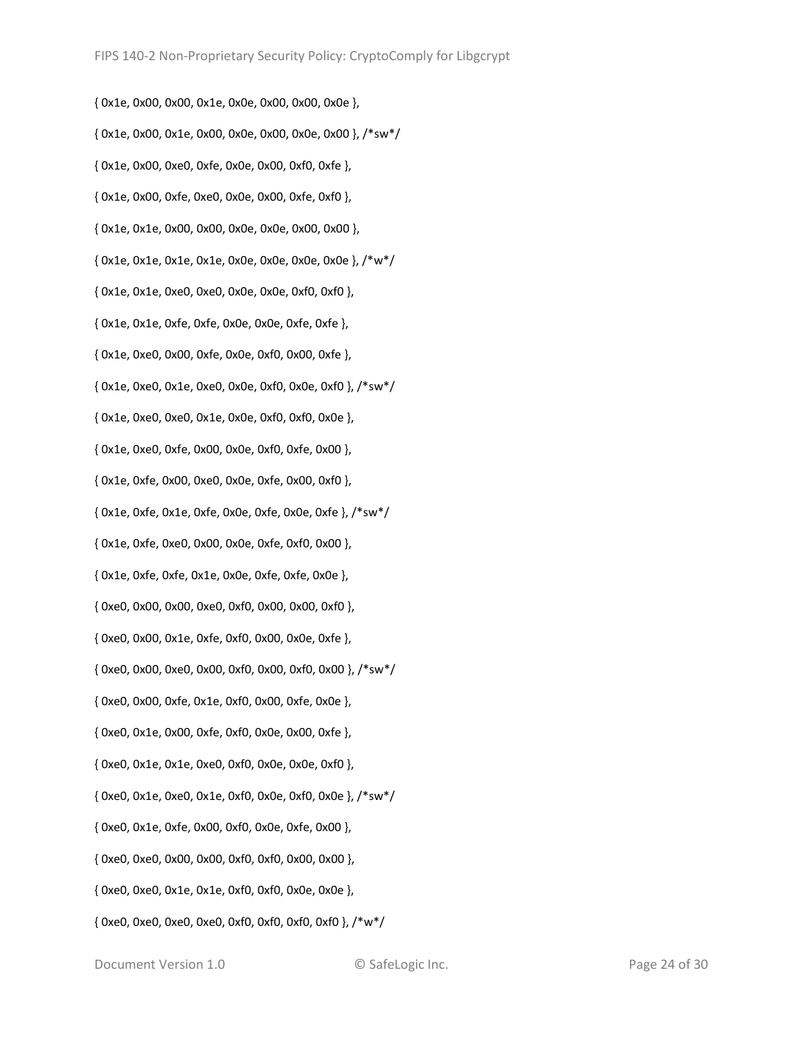```
{ 0x1e, 0x00, 0x00, 0x1e, 0x0e, 0x00, 0x00, 0x0e },
{ 0x1e, 0x00, 0x1e, 0x00, 0x0e, 0x00, 0x0e, 0x00 }, /*sw*/
{ 0x1e, 0x00, 0xe0, 0xfe, 0x0e, 0x00, 0xf0, 0xfe },
{ 0x1e, 0x00, 0xfe, 0xe0, 0x0e, 0x00, 0xfe, 0xf0 },
{ 0x1e, 0x1e, 0x00, 0x00, 0x0e, 0x0e, 0x00, 0x00 },
{ 0x1e, 0x1e, 0x1e, 0x1e, 0x0e, 0x0e, 0x0e, 0x0e }, /*w*/
{ 0x1e, 0x1e, 0xe0, 0xe0, 0x0e, 0x0e, 0xf0, 0xf0 },
{ 0x1e, 0x1e, 0xfe, 0xfe, 0x0e, 0x0e, 0xfe, 0xfe },
{ 0x1e, 0xe0, 0x00, 0xfe, 0x0e, 0xf0, 0x00, 0xfe },
{ 0x1e, 0xe0, 0x1e, 0xe0, 0x0e, 0xf0, 0x0e, 0xf0 }, /*sw*/
{ 0x1e, 0xe0, 0xe0, 0x1e, 0x0e, 0xf0, 0xf0, 0x0e },
{ 0x1e, 0xe0, 0xfe, 0x00, 0x0e, 0xf0, 0xfe, 0x00 },
{ 0x1e, 0xfe, 0x00, 0xe0, 0x0e, 0xfe, 0x00, 0xf0 },
{ 0x1e, 0xfe, 0x1e, 0xfe, 0x0e, 0xfe, 0x0e, 0xfe }, /*sw*/
{ 0x1e, 0xfe, 0xe0, 0x00, 0x0e, 0xfe, 0xf0, 0x00 },
{ 0x1e, 0xfe, 0xfe, 0x1e, 0x0e, 0xfe, 0xfe, 0x0e },
{ 0xe0, 0x00, 0x00, 0xe0, 0xf0, 0x00, 0x00, 0xf0 },
{ 0xe0, 0x00, 0x1e, 0xfe, 0xf0, 0x00, 0x0e, 0xfe },
{ 0xe0, 0x00, 0xe0, 0x00, 0xf0, 0x00, 0xf0, 0x00 }, /*sw*/
{ 0xe0, 0x00, 0xfe, 0x1e, 0xf0, 0x00, 0xfe, 0x0e },
{ 0xe0, 0x1e, 0x00, 0xfe, 0xf0, 0x0e, 0x00, 0xfe },
{ 0xe0, 0x1e, 0x1e, 0xe0, 0xf0, 0x0e, 0x0e, 0xf0 },
{ 0xe0, 0x1e, 0xe0, 0x1e, 0xf0, 0x0e, 0xf0, 0x0e }, /*sw*/
{ 0xe0, 0x1e, 0xfe, 0x00, 0xf0, 0x0e, 0xfe, 0x00 },
{ 0xe0, 0xe0, 0x00, 0x00, 0xf0, 0xf0, 0x00, 0x00 },
{ 0xe0, 0xe0, 0x1e, 0x1e, 0xf0, 0xf0, 0x0e, 0x0e },
{ 0xe0, 0xe0, 0xe0, 0xe0, 0xf0, 0xf0, 0xf0, 0xf0 }, /*w*/
```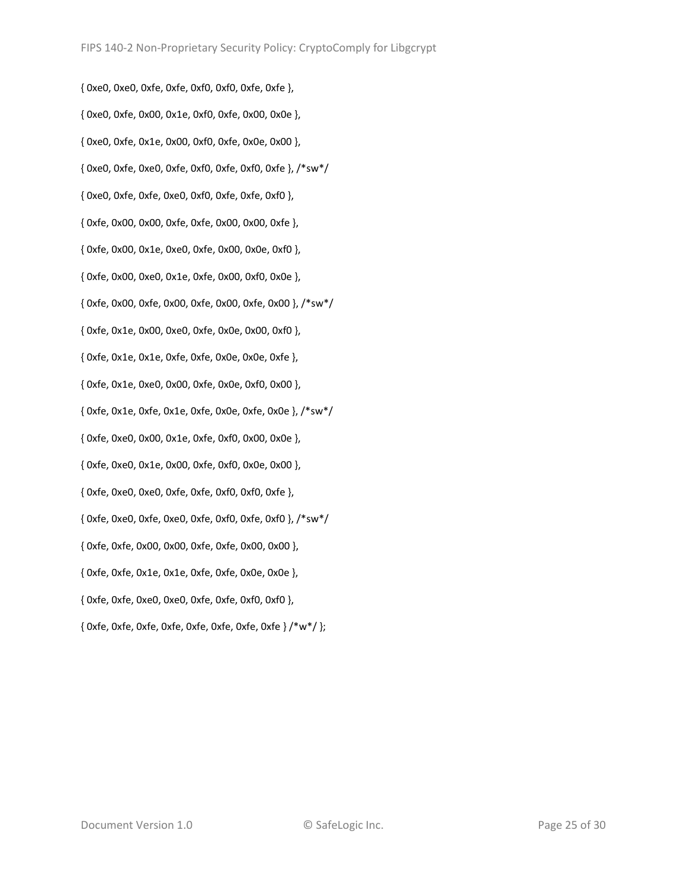```
{ 0xe0, 0xe0, 0xfe, 0xfe, 0xf0, 0xf0, 0xfe, 0xfe },

{ 0xe0, 0xfe, 0x00, 0x1e, 0xf0, 0xfe, 0x00, 0x0e },

{ 0xe0, 0xfe, 0x1e, 0x00, 0xf0, 0xfe, 0x0e, 0x00 },

{ 0xe0, 0xfe, 0xe0, 0xfe, 0xf0, 0xfe, 0xf0, 0xfe }, /*sw*/

{ 0xe0, 0xfe, 0xfe, 0xe0, 0xf0, 0xfe, 0xfe, 0xf0 },

{ 0xfe, 0x00, 0x00, 0xfe, 0xfe, 0x00, 0x00, 0xfe },

{ 0xfe, 0x00, 0x1e, 0xe0, 0xfe, 0x00, 0x0e, 0xf0 },

{ 0xfe, 0x00, 0xe0, 0x1e, 0xfe, 0x00, 0xf0, 0x0e },

{ 0xfe, 0x00, 0xfe, 0x00, 0xfe, 0x00, 0xfe, 0x00 }, /*sw*/

{ 0xfe, 0x1e, 0x00, 0xe0, 0xfe, 0x0e, 0x00, 0xf0 },

{ 0xfe, 0x1e, 0x1e, 0xfe, 0xfe, 0x0e, 0x0e, 0xfe },

{ 0xfe, 0x1e, 0xe0, 0x00, 0xfe, 0x0e, 0xf0, 0x00 },

{ 0xfe, 0x1e, 0xfe, 0x1e, 0xfe, 0x0e, 0xfe, 0x0e }, /*sw*/

{ 0xfe, 0xe0, 0x00, 0x1e, 0xfe, 0xf0, 0x00, 0x0e },

{ 0xfe, 0xe0, 0x1e, 0x00, 0xfe, 0xf0, 0x0e, 0x00 },

{ 0xfe, 0xe0, 0xe0, 0xfe, 0xfe, 0xf0, 0xf0, 0xfe },

{ 0xfe, 0xe0, 0xfe, 0xe0, 0xfe, 0xf0, 0xfe, 0xf0 }, /*sw*/

{ 0xfe, 0xfe, 0x00, 0x00, 0xfe, 0xfe, 0x00, 0x00 },

{ 0xfe, 0xfe, 0x1e, 0x1e, 0xfe, 0xfe, 0x0e, 0x0e },

{ 0xfe, 0xfe, 0xe0, 0xe0, 0xfe, 0xfe, 0xf0, 0xf0 },

{ 0xfe, 0xfe, 0xfe, 0xfe, 0xfe, 0xfe, 0xfe, 0xfe } /*w*/ };
```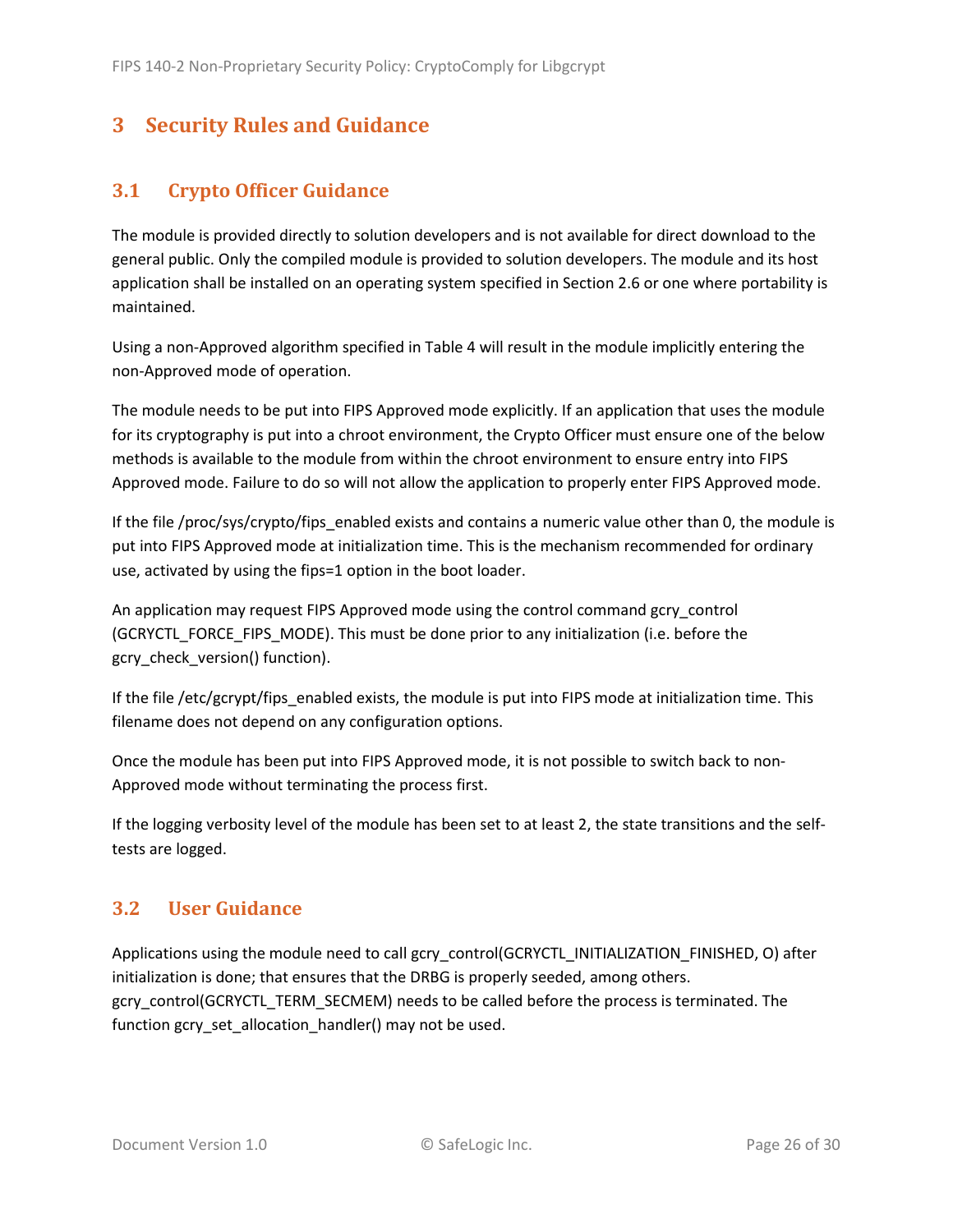# 3 Security Rules and Guidance

## 3.1 Crypto Officer Guidance

The module is provided directly to solution developers and is not available for direct download to the general public. Only the compiled module is provided to solution developers. The module and its host application shall be installed on an operating system specified in Section 2.6 or one where portability is maintained.

Using a non-Approved algorithm specified in Table 4 will result in the module implicitly entering the non-Approved mode of operation.

The module needs to be put into FIPS Approved mode explicitly. If an application that uses the module for its cryptography is put into a chroot environment, the Crypto Officer must ensure one of the below methods is available to the module from within the chroot environment to ensure entry into FIPS Approved mode. Failure to do so will not allow the application to properly enter FIPS Approved mode.

If the file /proc/sys/crypto/fips_enabled exists and contains a numeric value other than 0, the module is put into FIPS Approved mode at initialization time. This is the mechanism recommended for ordinary use, activated by using the fips=1 option in the boot loader.

An application may request FIPS Approved mode using the control command gcry_control (GCRYCTL_FORCE_FIPS_MODE). This must be done prior to any initialization (i.e. before the gcry_check_version() function).

If the file /etc/gcrypt/fips_enabled exists, the module is put into FIPS mode at initialization time. This filename does not depend on any configuration options.

Once the module has been put into FIPS Approved mode, it is not possible to switch back to non-Approved mode without terminating the process first.

If the logging verbosity level of the module has been set to at least 2, the state transitions and the self-tests are logged.

## 3.2 User Guidance

Applications using the module need to call gcry_control(GCRYCTL_INITIALIZATION_FINISHED, O) after initialization is done; that ensures that the DRBG is properly seeded, among others. gcry_control(GCRYCTL_TERM_SECMEM) needs to be called before the process is terminated. The function gcry_set_allocation_handler() may not be used.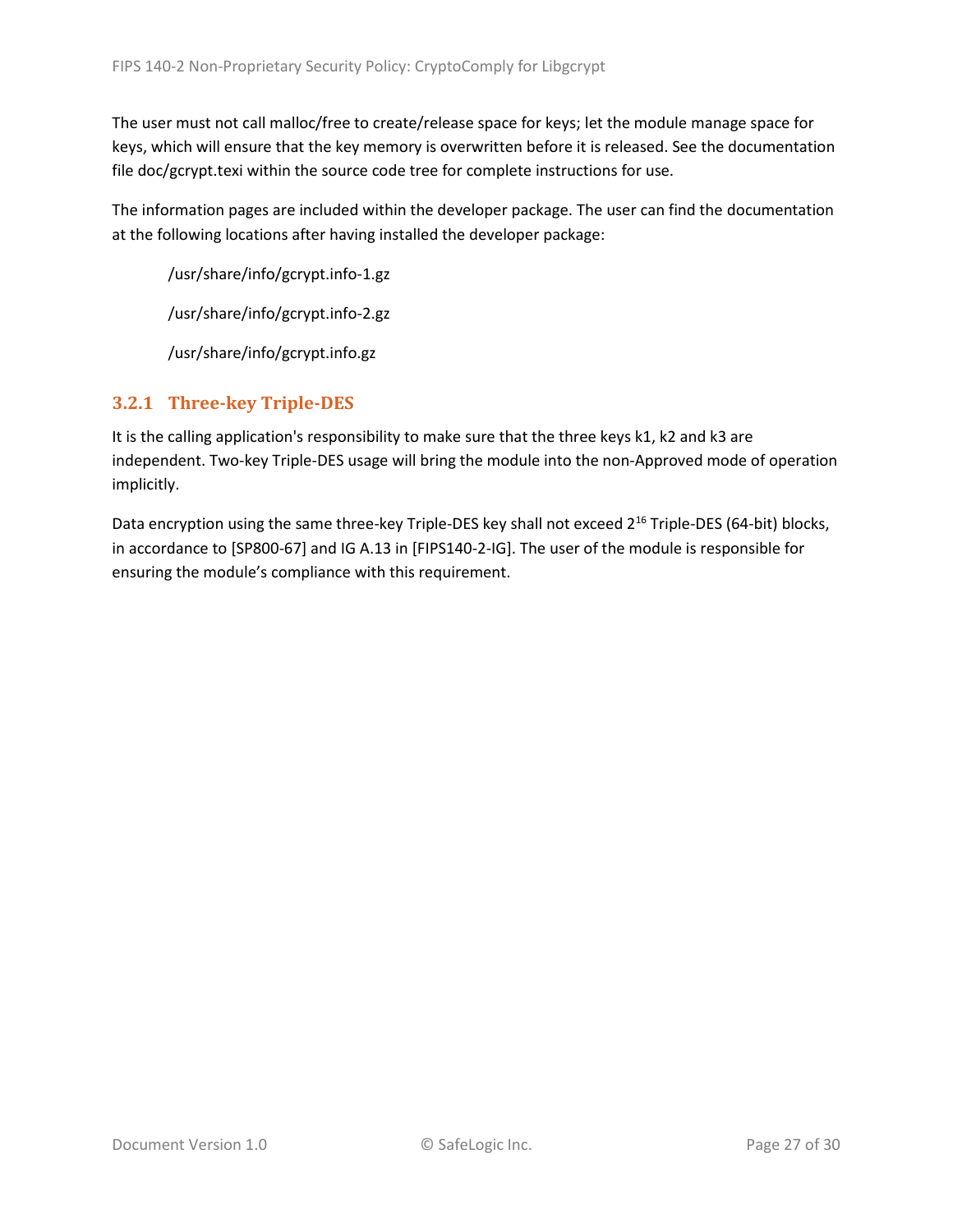The user must not call malloc/free to create/release space for keys; let the module manage space for keys, which will ensure that the key memory is overwritten before it is released. See the documentation file doc/gcrypt.texi within the source code tree for complete instructions for use.

The information pages are included within the developer package. The user can find the documentation at the following locations after having installed the developer package:

/usr/share/info/gcrypt.info-1.gz

/usr/share/info/gcrypt.info-2.gz

/usr/share/info/gcrypt.info.gz

### 3.2.1 Three-key Triple-DES

It is the calling application's responsibility to make sure that the three keys k1, k2 and k3 are independent. Two-key Triple-DES usage will bring the module into the non-Approved mode of operation implicitly.

Data encryption using the same three-key Triple-DES key shall not exceed $2^{16}$ Triple-DES (64-bit) blocks, in accordance to [SP800-67] and IG A.13 in [FIPS140-2-IG]. The user of the module is responsible for ensuring the module's compliance with this requirement.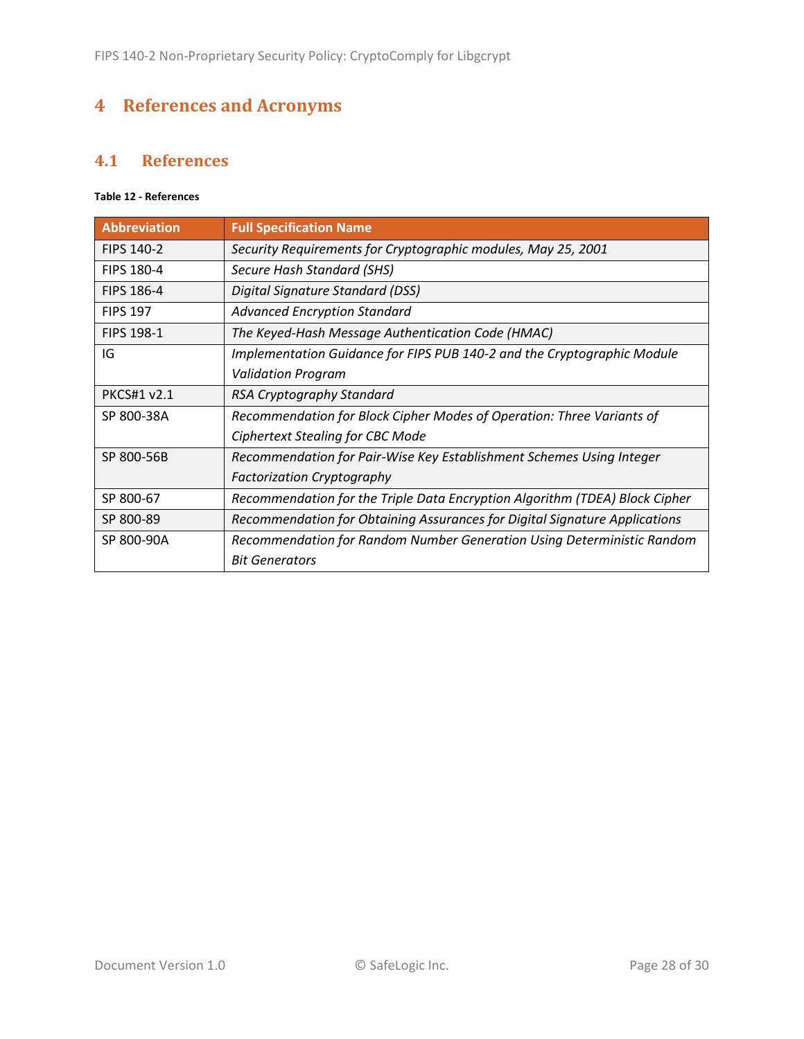# 4 References and Acronyms

## 4.1 References

**Table 12 - References**

| Abbreviation | Full Specification Name |
|---|---|
| FIPS 140-2 | *Security Requirements for Cryptographic modules, May 25, 2001* |
| FIPS 180-4 | *Secure Hash Standard (SHS)* |
| FIPS 186-4 | *Digital Signature Standard (DSS)* |
| FIPS 197 | *Advanced Encryption Standard* |
| FIPS 198-1 | *The Keyed-Hash Message Authentication Code (HMAC)* |
| IG | *Implementation Guidance for FIPS PUB 140-2 and the Cryptographic Module Validation Program* |
| PKCS#1 v2.1 | *RSA Cryptography Standard* |
| SP 800-38A | *Recommendation for Block Cipher Modes of Operation: Three Variants of Ciphertext Stealing for CBC Mode* |
| SP 800-56B | *Recommendation for Pair-Wise Key Establishment Schemes Using Integer Factorization Cryptography* |
| SP 800-67 | *Recommendation for the Triple Data Encryption Algorithm (TDEA) Block Cipher* |
| SP 800-89 | *Recommendation for Obtaining Assurances for Digital Signature Applications* |
| SP 800-90A | *Recommendation for Random Number Generation Using Deterministic Random Bit Generators* |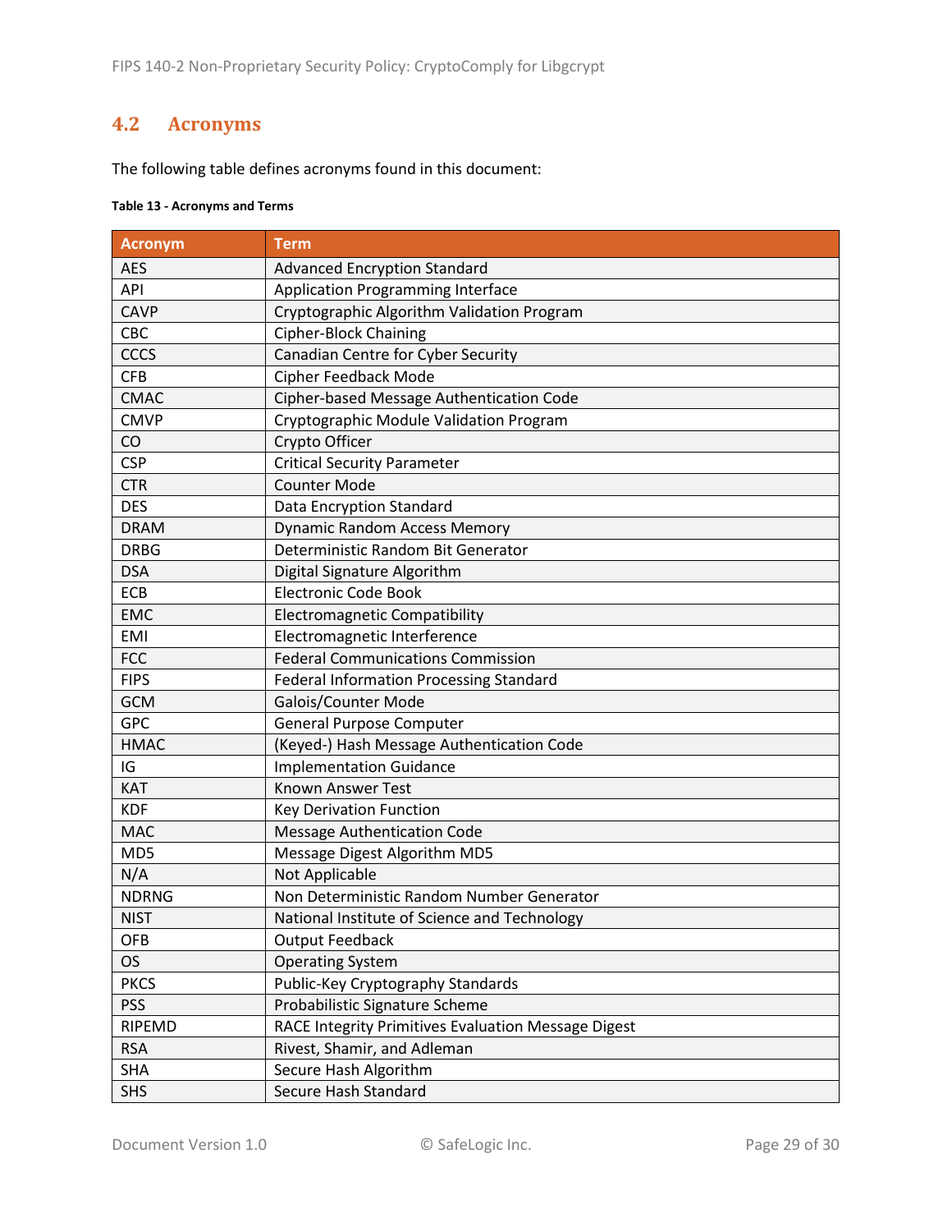## 4.2 Acronyms

The following table defines acronyms found in this document:

**Table 13 - Acronyms and Terms**

| Acronym | Term |
|---|---|
| AES | Advanced Encryption Standard |
| API | Application Programming Interface |
| CAVP | Cryptographic Algorithm Validation Program |
| CBC | Cipher-Block Chaining |
| CCCS | Canadian Centre for Cyber Security |
| CFB | Cipher Feedback Mode |
| CMAC | Cipher-based Message Authentication Code |
| CMVP | Cryptographic Module Validation Program |
| CO | Crypto Officer |
| CSP | Critical Security Parameter |
| CTR | Counter Mode |
| DES | Data Encryption Standard |
| DRAM | Dynamic Random Access Memory |
| DRBG | Deterministic Random Bit Generator |
| DSA | Digital Signature Algorithm |
| ECB | Electronic Code Book |
| EMC | Electromagnetic Compatibility |
| EMI | Electromagnetic Interference |
| FCC | Federal Communications Commission |
| FIPS | Federal Information Processing Standard |
| GCM | Galois/Counter Mode |
| GPC | General Purpose Computer |
| HMAC | (Keyed-) Hash Message Authentication Code |
| IG | Implementation Guidance |
| KAT | Known Answer Test |
| KDF | Key Derivation Function |
| MAC | Message Authentication Code |
| MD5 | Message Digest Algorithm MD5 |
| N/A | Not Applicable |
| NDRNG | Non Deterministic Random Number Generator |
| NIST | National Institute of Science and Technology |
| OFB | Output Feedback |
| OS | Operating System |
| PKCS | Public-Key Cryptography Standards |
| PSS | Probabilistic Signature Scheme |
| RIPEMD | RACE Integrity Primitives Evaluation Message Digest |
| RSA | Rivest, Shamir, and Adleman |
| SHA | Secure Hash Algorithm |
| SHS | Secure Hash Standard |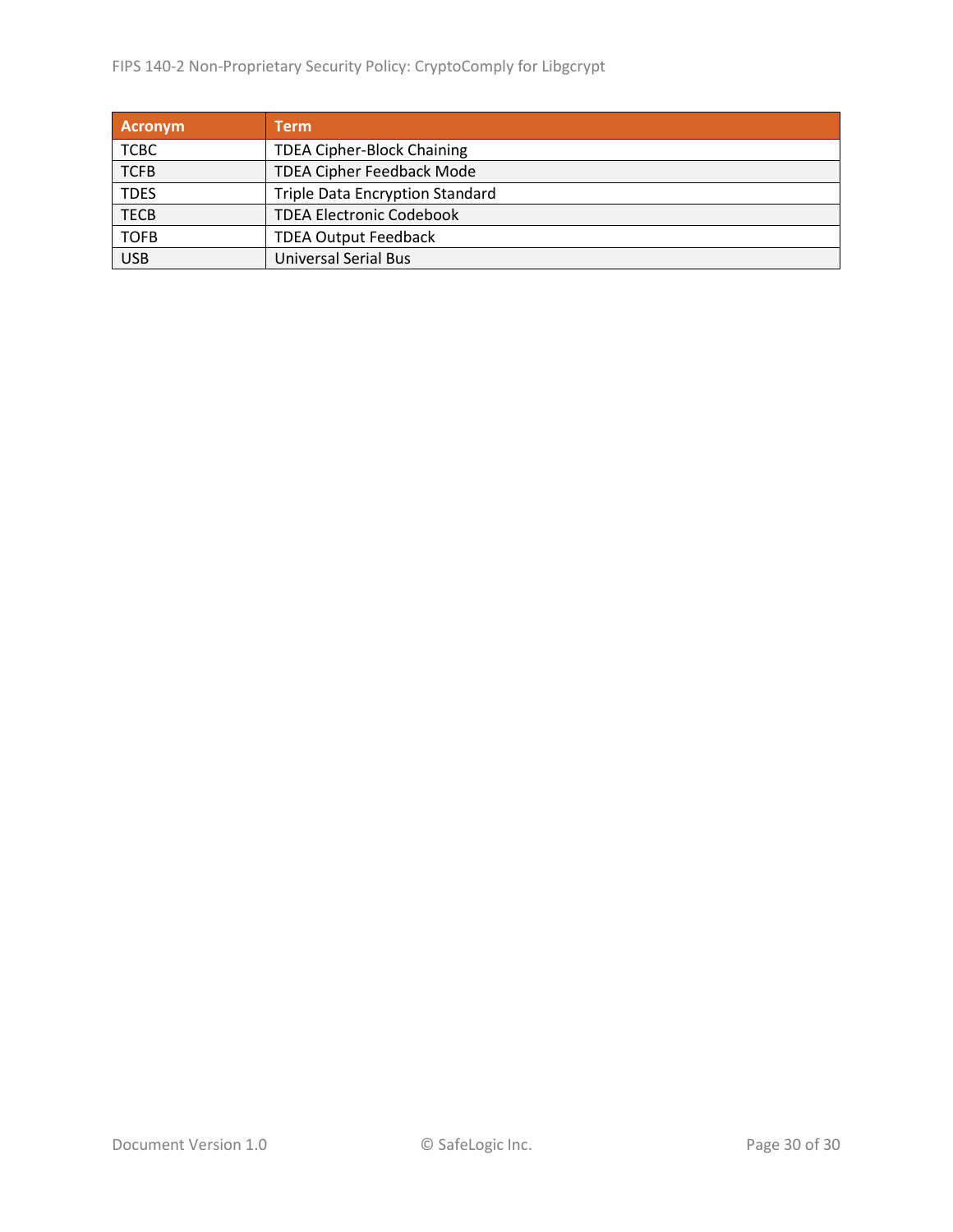| Acronym | Term |
|---|---|
| TCBC | TDEA Cipher-Block Chaining |
| TCFB | TDEA Cipher Feedback Mode |
| TDES | Triple Data Encryption Standard |
| TECB | TDEA Electronic Codebook |
| TOFB | TDEA Output Feedback |
| USB | Universal Serial Bus |